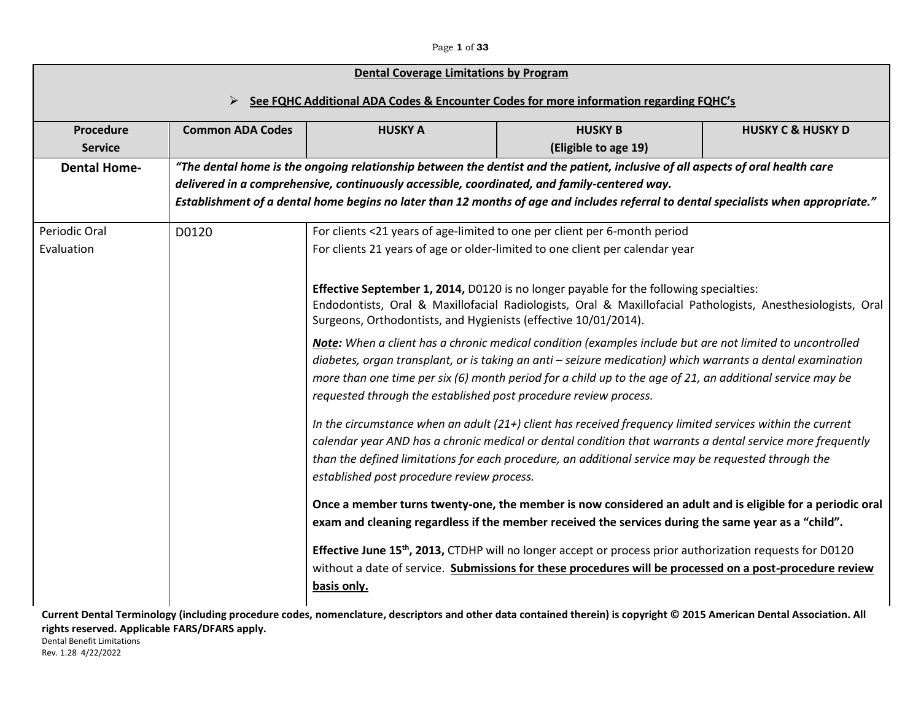| Dental Coverage Limitations by Program<br><br>➢ See FQHC Additional ADA Codes & Encounter Codes for more information regarding FQHC's | | | | |
|---|---|---|---|---|
| **Procedure Service** | **Common ADA Codes** | **HUSKY A** | **HUSKY B (Eligible to age 19)** | **HUSKY C & HUSKY D** |
| **Dental Home-** | ***"The dental home is the ongoing relationship between the dentist and the patient, inclusive of all aspects of oral health care delivered in a comprehensive, continuously accessible, coordinated, and family-centered way. Establishment of a dental home begins no later than 12 months of age and includes referral to dental specialists when appropriate."*** | | | |
| Periodic Oral Evaluation | D0120 | For clients <21 years of age-limited to one per client per 6-month period<br>For clients 21 years of age or older-limited to one client per calendar year<br><br>**Effective September 1, 2014,** D0120 is no longer payable for the following specialties: Endodontists, Oral & Maxillofacial Radiologists, Oral & Maxillofacial Pathologists, Anesthesiologists, Oral Surgeons, Orthodontists, and Hygienists (effective 10/01/2014).<br><br>***Note:*** *When a client has a chronic medical condition (examples include but are not limited to uncontrolled diabetes, organ transplant, or is taking an anti – seizure medication) which warrants a dental examination more than one time per six (6) month period for a child up to the age of 21, an additional service may be requested through the established post procedure review process.*<br><br>*In the circumstance when an adult (21+) client has received frequency limited services within the current calendar year AND has a chronic medical or dental condition that warrants a dental service more frequently than the defined limitations for each procedure, an additional service may be requested through the established post procedure review process.*<br><br>**Once a member turns twenty-one, the member is now considered an adult and is eligible for a periodic oral exam and cleaning regardless if the member received the services during the same year as a "child".**<br><br>**Effective June 15th, 2013,** CTDHP will no longer accept or process prior authorization requests for D0120 without a date of service. **Submissions for these procedures will be processed on a post-procedure review basis only.** | | |

**Current Dental Terminology (including procedure codes, nomenclature, descriptors and other data contained therein) is copyright © 2015 American Dental Association. All rights reserved. Applicable FARS/DFARS apply.**

Dental Benefit Limitations
Rev. 1.28 4/22/2022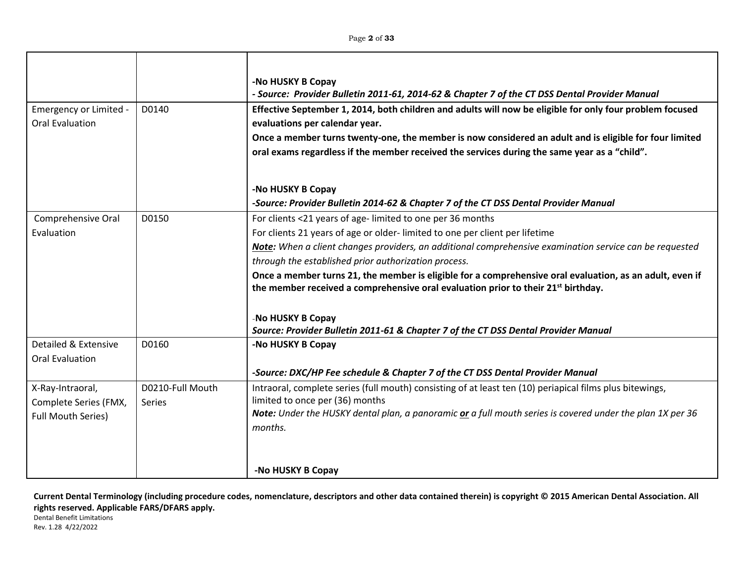| | | |
|---|---|---|
| | | **-No HUSKY B Copay**<br>***- Source: Provider Bulletin 2011-61, 2014-62 & Chapter 7 of the CT DSS Dental Provider Manual*** |
| Emergency or Limited - Oral Evaluation | D0140 | **Effective September 1, 2014, both children and adults will now be eligible for only four problem focused evaluations per calendar year.**<br>**Once a member turns twenty-one, the member is now considered an adult and is eligible for four limited oral exams regardless if the member received the services during the same year as a "child".**<br><br>**-No HUSKY B Copay**<br>***-Source: Provider Bulletin 2014-62 & Chapter 7 of the CT DSS Dental Provider Manual*** |
| Comprehensive Oral Evaluation | D0150 | For clients <21 years of age- limited to one per 36 months<br>For clients 21 years of age or older- limited to one per client per lifetime<br>***Note:*** *When a client changes providers, an additional comprehensive examination service can be requested through the established prior authorization process.*<br>**Once a member turns 21, the member is eligible for a comprehensive oral evaluation, as an adult, even if the member received a comprehensive oral evaluation prior to their 21st birthday.**<br><br>-**No HUSKY B Copay**<br>***Source: Provider Bulletin 2011-61 & Chapter 7 of the CT DSS Dental Provider Manual*** |
| Detailed & Extensive Oral Evaluation | D0160 | **-No HUSKY B Copay**<br><br>***-Source: DXC/HP Fee schedule & Chapter 7 of the CT DSS Dental Provider Manual*** |
| X-Ray-Intraoral, Complete Series (FMX, Full Mouth Series) | D0210-Full Mouth Series | Intraoral, complete series (full mouth) consisting of at least ten (10) periapical films plus bitewings, limited to once per (36) months<br>***Note:*** *Under the HUSKY dental plan, a panoramic **or** a full mouth series is covered under the plan 1X per 36 months.*<br><br>**-No HUSKY B Copay** |

**Current Dental Terminology (including procedure codes, nomenclature, descriptors and other data contained therein) is copyright © 2015 American Dental Association. All rights reserved. Applicable FARS/DFARS apply.**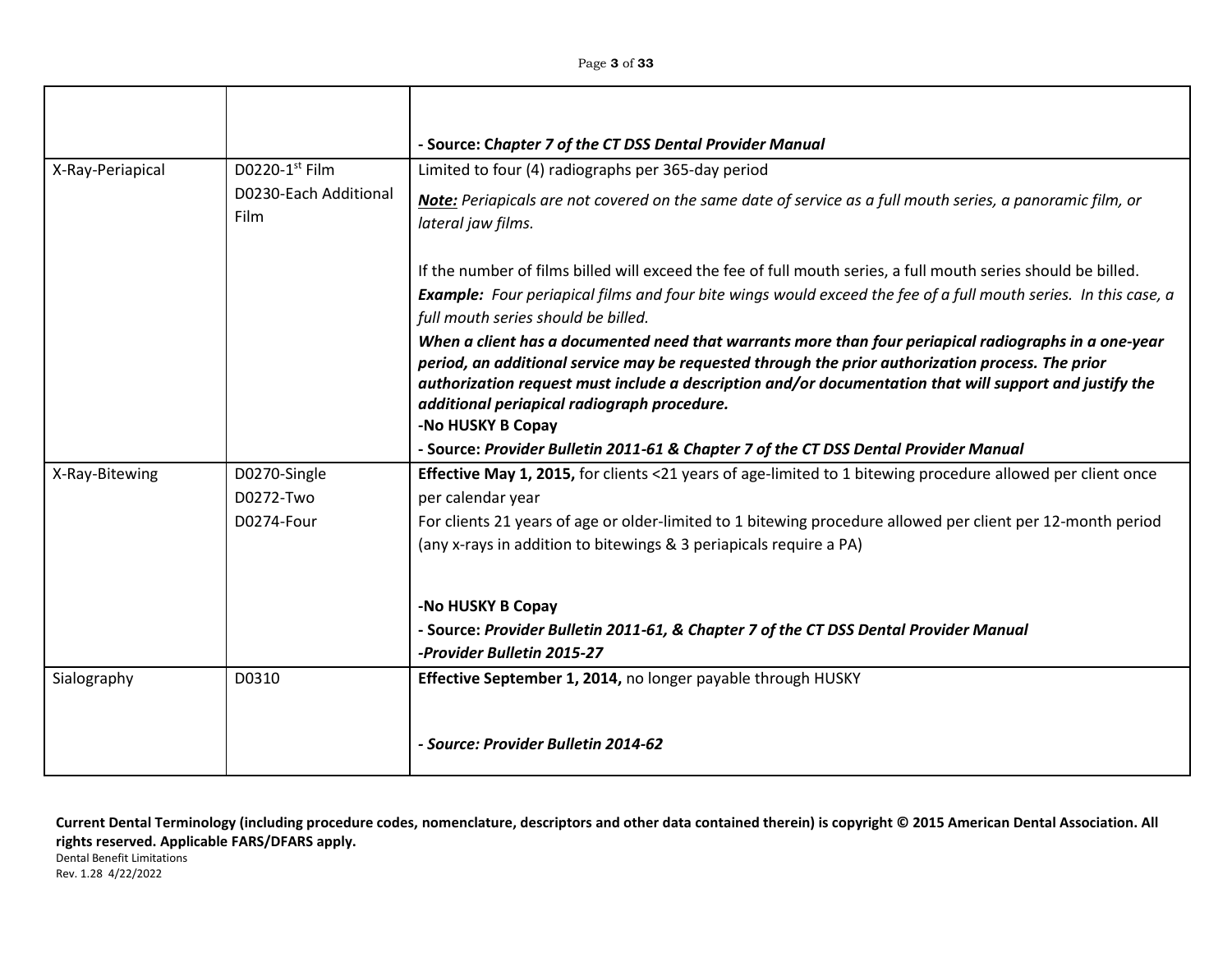| | | |
|---|---|---|
| | | **- Source: C*hapter 7 of the CT DSS Dental Provider Manual*** |
| X-Ray-Periapical | D0220-1st Film<br>D0230-Each Additional Film | Limited to four (4) radiographs per 365-day period<br>***Note:*** *Periapicals are not covered on the same date of service as a full mouth series, a panoramic film, or lateral jaw films.*<br><br>If the number of films billed will exceed the fee of full mouth series, a full mouth series should be billed.<br>***Example:*** *Four periapical films and four bite wings would exceed the fee of a full mouth series. In this case, a full mouth series should be billed.*<br>***When a client has a documented need that warrants more than four periapical radiographs in a one-year period, an additional service may be requested through the prior authorization process. The prior authorization request must include a description and/or documentation that will support and justify the additional periapical radiograph procedure.***<br>**-No HUSKY B Copay**<br>**- Source: *Provider Bulletin 2011-61 & Chapter 7 of the CT DSS Dental Provider Manual*** |
| X-Ray-Bitewing | D0270-Single<br>D0272-Two<br>D0274-Four | **Effective May 1, 2015,** for clients <21 years of age-limited to 1 bitewing procedure allowed per client once per calendar year<br>For clients 21 years of age or older-limited to 1 bitewing procedure allowed per client per 12-month period (any x-rays in addition to bitewings & 3 periapicals require a PA)<br><br>**-No HUSKY B Copay**<br>**- Source: *Provider Bulletin 2011-61, & Chapter 7 of the CT DSS Dental Provider Manual***<br>***-Provider Bulletin 2015-27*** |
| Sialography | D0310 | **Effective September 1, 2014,** no longer payable through HUSKY<br><br>***- Source: Provider Bulletin 2014-62*** |

**Current Dental Terminology (including procedure codes, nomenclature, descriptors and other data contained therein) is copyright © 2015 American Dental Association. All rights reserved. Applicable FARS/DFARS apply.**

Dental Benefit Limitations
Rev. 1.28 4/22/2022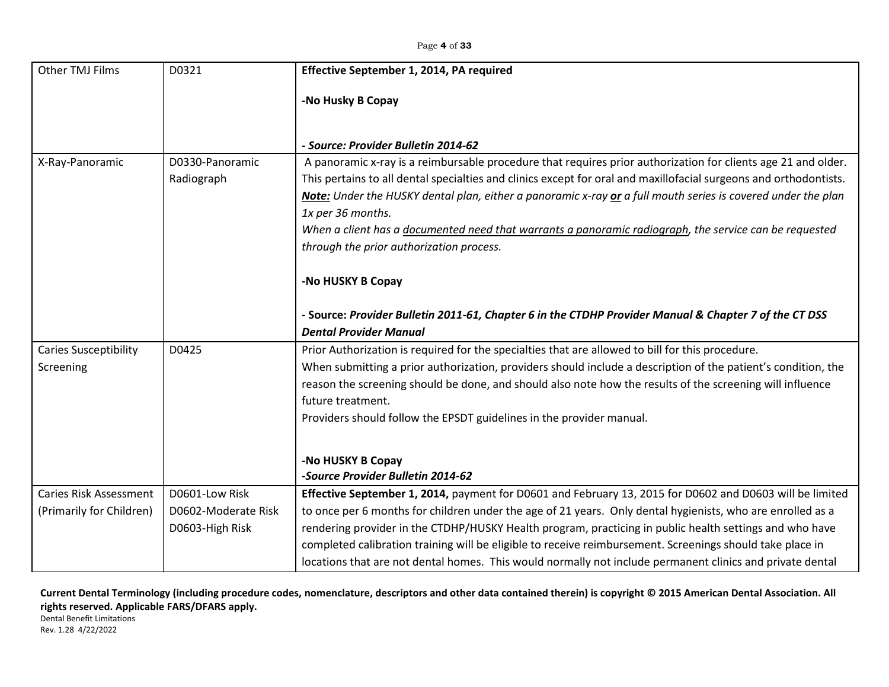| | | |
|---|---|---|
| Other TMJ Films | D0321 | **Effective September 1, 2014, PA required**<br><br>**-No Husky B Copay**<br><br>***- Source: Provider Bulletin 2014-62*** |
| X-Ray-Panoramic | D0330-Panoramic Radiograph | A panoramic x-ray is a reimbursable procedure that requires prior authorization for clients age 21 and older. This pertains to all dental specialties and clinics except for oral and maxillofacial surgeons and orthodontists. ***Note:*** *Under the HUSKY dental plan, either a panoramic x-ray* ***or*** *a full mouth series is covered under the plan 1x per 36 months.*<br>*When a client has a documented need that warrants a panoramic radiograph, the service can be requested through the prior authorization process.*<br><br>**-No HUSKY B Copay**<br><br>**- Source: *Provider Bulletin 2011-61, Chapter 6 in the CTDHP Provider Manual & Chapter 7 of the CT DSS Dental Provider Manual*** |
| Caries Susceptibility Screening | D0425 | Prior Authorization is required for the specialties that are allowed to bill for this procedure.<br>When submitting a prior authorization, providers should include a description of the patient's condition, the reason the screening should be done, and should also note how the results of the screening will influence future treatment.<br>Providers should follow the EPSDT guidelines in the provider manual.<br><br>**-No HUSKY B Copay**<br>***-Source Provider Bulletin 2014-62*** |
| Caries Risk Assessment (Primarily for Children) | D0601-Low Risk<br>D0602-Moderate Risk<br>D0603-High Risk | **Effective September 1, 2014,** payment for D0601 and February 13, 2015 for D0602 and D0603 will be limited to once per 6 months for children under the age of 21 years. Only dental hygienists, who are enrolled as a rendering provider in the CTDHP/HUSKY Health program, practicing in public health settings and who have completed calibration training will be eligible to receive reimbursement. Screenings should take place in locations that are not dental homes. This would normally not include permanent clinics and private dental |

**Current Dental Terminology (including procedure codes, nomenclature, descriptors and other data contained therein) is copyright © 2015 American Dental Association. All rights reserved. Applicable FARS/DFARS apply.**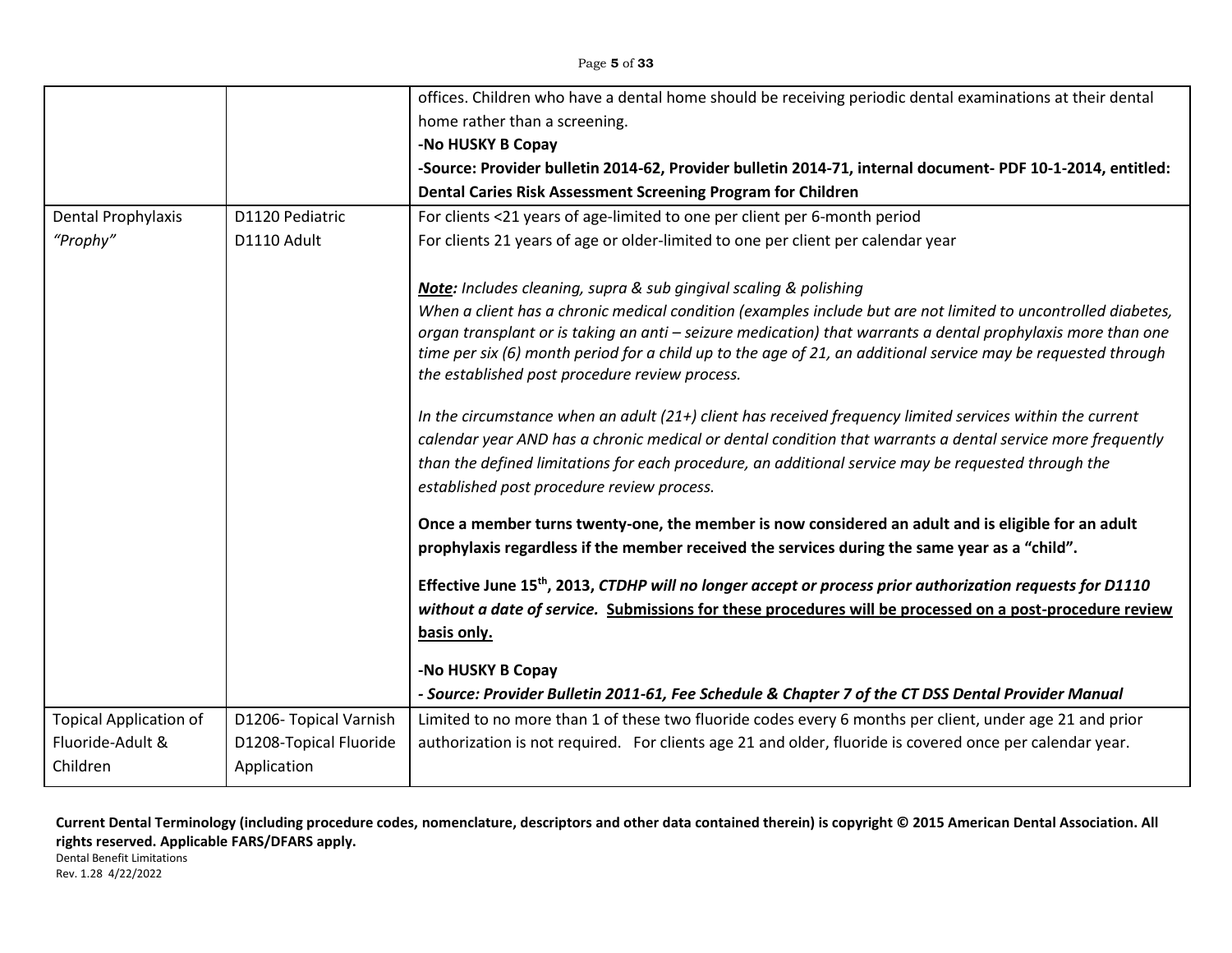| | | |
|---|---|---|
| | | offices. Children who have a dental home should be receiving periodic dental examinations at their dental home rather than a screening.<br>**-No HUSKY B Copay**<br>**-Source: Provider bulletin 2014-62, Provider bulletin 2014-71, internal document- PDF 10-1-2014, entitled: Dental Caries Risk Assessment Screening Program for Children** |
| Dental Prophylaxis<br>*"Prophy"* | D1120 Pediatric<br>D1110 Adult | For clients <21 years of age-limited to one per client per 6-month period<br>For clients 21 years of age or older-limited to one per client per calendar year<br><br>***<u>Note</u>:*** *Includes cleaning, supra & sub gingival scaling & polishing*<br>*When a client has a chronic medical condition (examples include but are not limited to uncontrolled diabetes, organ transplant or is taking an anti – seizure medication) that warrants a dental prophylaxis more than one time per six (6) month period for a child up to the age of 21, an additional service may be requested through the established post procedure review process.*<br><br>*In the circumstance when an adult (21+) client has received frequency limited services within the current calendar year AND has a chronic medical or dental condition that warrants a dental service more frequently than the defined limitations for each procedure, an additional service may be requested through the established post procedure review process.*<br><br>**Once a member turns twenty-one, the member is now considered an adult and is eligible for an adult prophylaxis regardless if the member received the services during the same year as a "child".**<br><br>**Effective June 15th, 2013,** ***CTDHP will no longer accept or process prior authorization requests for D1110 without a date of service.*** **<u>Submissions for these procedures will be processed on a post-procedure review basis only.</u>**<br><br>**-No HUSKY B Copay**<br>***- Source: Provider Bulletin 2011-61, Fee Schedule & Chapter 7 of the CT DSS Dental Provider Manual*** |
| Topical Application of Fluoride-Adult & Children | D1206- Topical Varnish<br>D1208-Topical Fluoride Application | Limited to no more than 1 of these two fluoride codes every 6 months per client, under age 21 and prior authorization is not required. For clients age 21 and older, fluoride is covered once per calendar year. |

**Current Dental Terminology (including procedure codes, nomenclature, descriptors and other data contained therein) is copyright © 2015 American Dental Association. All rights reserved. Applicable FARS/DFARS apply.**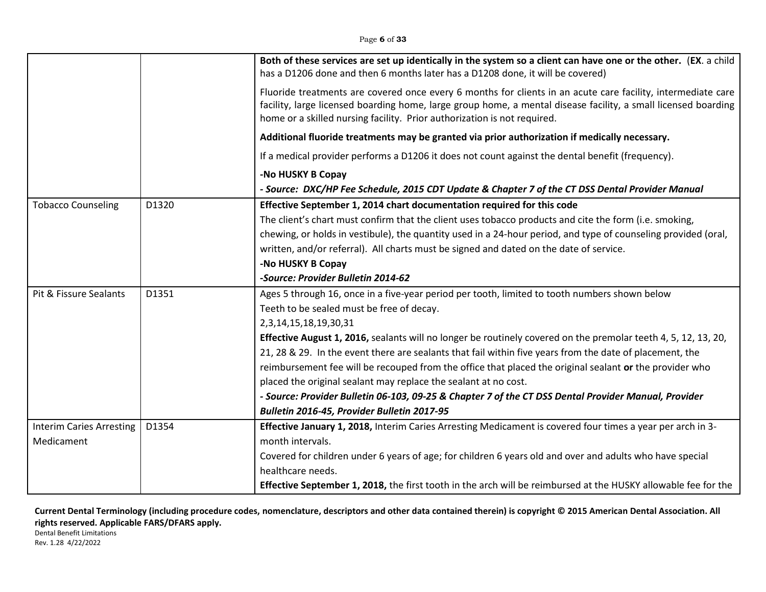| | | |
|---|---|---|
| | | **Both of these services are set up identically in the system so a client can have one or the other.** (**EX**. a child has a D1206 done and then 6 months later has a D1208 done, it will be covered)<br><br>Fluoride treatments are covered once every 6 months for clients in an acute care facility, intermediate care facility, large licensed boarding home, large group home, a mental disease facility, a small licensed boarding home or a skilled nursing facility. Prior authorization is not required.<br><br>**Additional fluoride treatments may be granted via prior authorization if medically necessary.**<br><br>If a medical provider performs a D1206 it does not count against the dental benefit (frequency).<br><br>**-No HUSKY B Copay**<br>***- Source: DXC/HP Fee Schedule, 2015 CDT Update & Chapter 7 of the CT DSS Dental Provider Manual*** |
| Tobacco Counseling | D1320 | **Effective September 1, 2014 chart documentation required for this code**<br>The client's chart must confirm that the client uses tobacco products and cite the form (i.e. smoking, chewing, or holds in vestibule), the quantity used in a 24-hour period, and type of counseling provided (oral, written, and/or referral). All charts must be signed and dated on the date of service.<br>**-No HUSKY B Copay**<br>***-Source: Provider Bulletin 2014-62*** |
| Pit & Fissure Sealants | D1351 | Ages 5 through 16, once in a five-year period per tooth, limited to tooth numbers shown below<br>Teeth to be sealed must be free of decay.<br>2,3,14,15,18,19,30,31<br>**Effective August 1, 2016,** sealants will no longer be routinely covered on the premolar teeth 4, 5, 12, 13, 20, 21, 28 & 29. In the event there are sealants that fail within five years from the date of placement, the reimbursement fee will be recouped from the office that placed the original sealant **or** the provider who placed the original sealant may replace the sealant at no cost.<br>***- Source: Provider Bulletin 06-103, 09-25 & Chapter 7 of the CT DSS Dental Provider Manual, Provider Bulletin 2016-45, Provider Bulletin 2017-95*** |
| Interim Caries Arresting Medicament | D1354 | **Effective January 1, 2018,** Interim Caries Arresting Medicament is covered four times a year per arch in 3-month intervals.<br>Covered for children under 6 years of age; for children 6 years old and over and adults who have special healthcare needs.<br>**Effective September 1, 2018,** the first tooth in the arch will be reimbursed at the HUSKY allowable fee for the |

**Current Dental Terminology (including procedure codes, nomenclature, descriptors and other data contained therein) is copyright © 2015 American Dental Association. All rights reserved. Applicable FARS/DFARS apply.**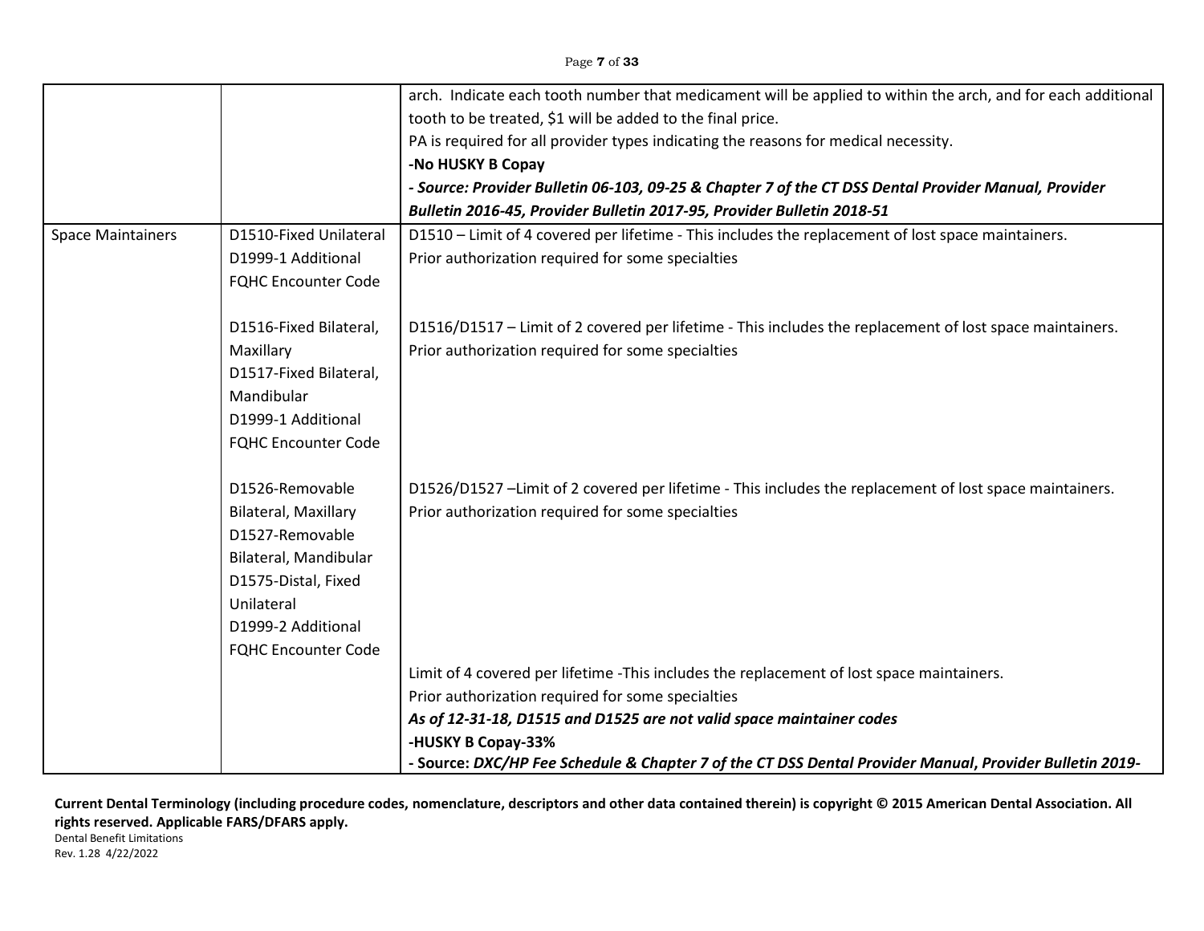| | | |
|---|---|---|
| | | arch. Indicate each tooth number that medicament will be applied to within the arch, and for each additional tooth to be treated, $1 will be added to the final price.<br>PA is required for all provider types indicating the reasons for medical necessity.<br>**-No HUSKY B Copay**<br>***- Source: Provider Bulletin 06-103, 09-25 & Chapter 7 of the CT DSS Dental Provider Manual, Provider Bulletin 2016-45, Provider Bulletin 2017-95, Provider Bulletin 2018-51*** |
| Space Maintainers | D1510-Fixed Unilateral<br>D1999-1 Additional FQHC Encounter Code<br><br>D1516-Fixed Bilateral, Maxillary<br>D1517-Fixed Bilateral, Mandibular<br>D1999-1 Additional FQHC Encounter Code<br><br>D1526-Removable Bilateral, Maxillary<br>D1527-Removable Bilateral, Mandibular<br>D1575-Distal, Fixed Unilateral<br>D1999-2 Additional FQHC Encounter Code | D1510 – Limit of 4 covered per lifetime - This includes the replacement of lost space maintainers.<br>Prior authorization required for some specialties<br><br>D1516/D1517 – Limit of 2 covered per lifetime - This includes the replacement of lost space maintainers.<br>Prior authorization required for some specialties<br><br>D1526/D1527 –Limit of 2 covered per lifetime - This includes the replacement of lost space maintainers.<br>Prior authorization required for some specialties<br><br>Limit of 4 covered per lifetime -This includes the replacement of lost space maintainers.<br>Prior authorization required for some specialties<br>***As of 12-31-18, D1515 and D1525 are not valid space maintainer codes***<br>**-HUSKY B Copay-33%**<br>**- Source: *DXC/HP Fee Schedule & Chapter 7 of the CT DSS Dental Provider Manual*, *Provider Bulletin 2019-*** |

**Current Dental Terminology (including procedure codes, nomenclature, descriptors and other data contained therein) is copyright © 2015 American Dental Association. All rights reserved. Applicable FARS/DFARS apply.**

Dental Benefit Limitations
Rev. 1.28 4/22/2022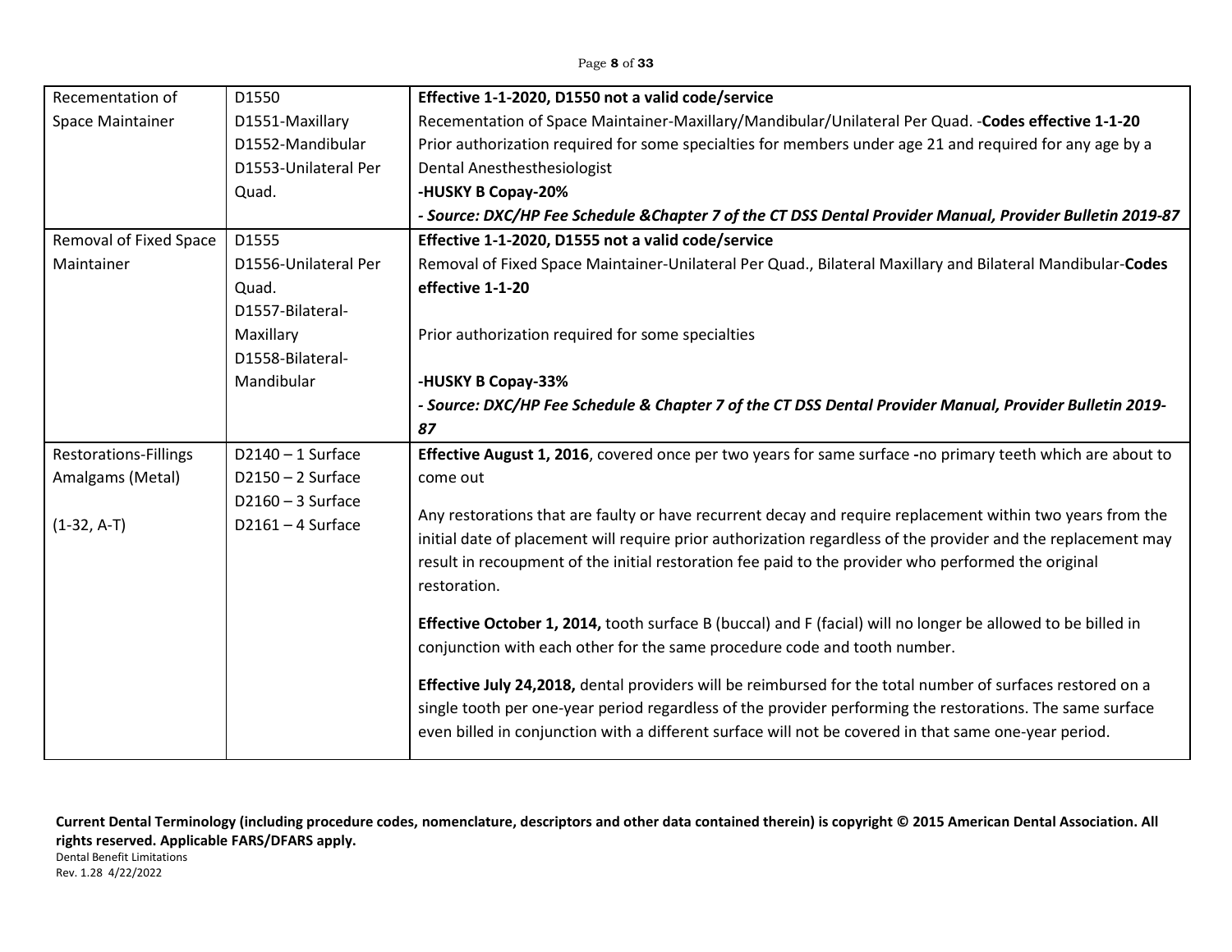| | | |
|---|---|---|
| Recementation of Space Maintainer | D1550<br>D1551-Maxillary<br>D1552-Mandibular<br>D1553-Unilateral Per Quad. | **Effective 1-1-2020, D1550 not a valid code/service**<br>Recementation of Space Maintainer-Maxillary/Mandibular/Unilateral Per Quad. -**Codes effective 1-1-20**<br>Prior authorization required for some specialties for members under age 21 and required for any age by a Dental Anesthesthesiologist<br>**-HUSKY B Copay-20%**<br>***- Source: DXC/HP Fee Schedule &Chapter 7 of the CT DSS Dental Provider Manual, Provider Bulletin 2019-87*** |
| Removal of Fixed Space Maintainer | D1555<br>D1556-Unilateral Per Quad.<br>D1557-Bilateral-Maxillary<br>D1558-Bilateral-Mandibular | **Effective 1-1-2020, D1555 not a valid code/service**<br>Removal of Fixed Space Maintainer-Unilateral Per Quad., Bilateral Maxillary and Bilateral Mandibular-**Codes effective 1-1-20**<br><br>Prior authorization required for some specialties<br><br>**-HUSKY B Copay-33%**<br>***- Source: DXC/HP Fee Schedule & Chapter 7 of the CT DSS Dental Provider Manual, Provider Bulletin 2019-87*** |
| Restorations-Fillings Amalgams (Metal)<br><br>(1-32, A-T) | D2140 – 1 Surface<br>D2150 – 2 Surface<br>D2160 – 3 Surface<br>D2161 – 4 Surface | **Effective August 1, 2016**, covered once per two years for same surface **-**no primary teeth which are about to come out<br><br>Any restorations that are faulty or have recurrent decay and require replacement within two years from the initial date of placement will require prior authorization regardless of the provider and the replacement may result in recoupment of the initial restoration fee paid to the provider who performed the original restoration.<br><br>**Effective October 1, 2014,** tooth surface B (buccal) and F (facial) will no longer be allowed to be billed in conjunction with each other for the same procedure code and tooth number.<br><br>**Effective July 24,2018,** dental providers will be reimbursed for the total number of surfaces restored on a single tooth per one-year period regardless of the provider performing the restorations. The same surface even billed in conjunction with a different surface will not be covered in that same one-year period. |

**Current Dental Terminology (including procedure codes, nomenclature, descriptors and other data contained therein) is copyright © 2015 American Dental Association. All rights reserved. Applicable FARS/DFARS apply.**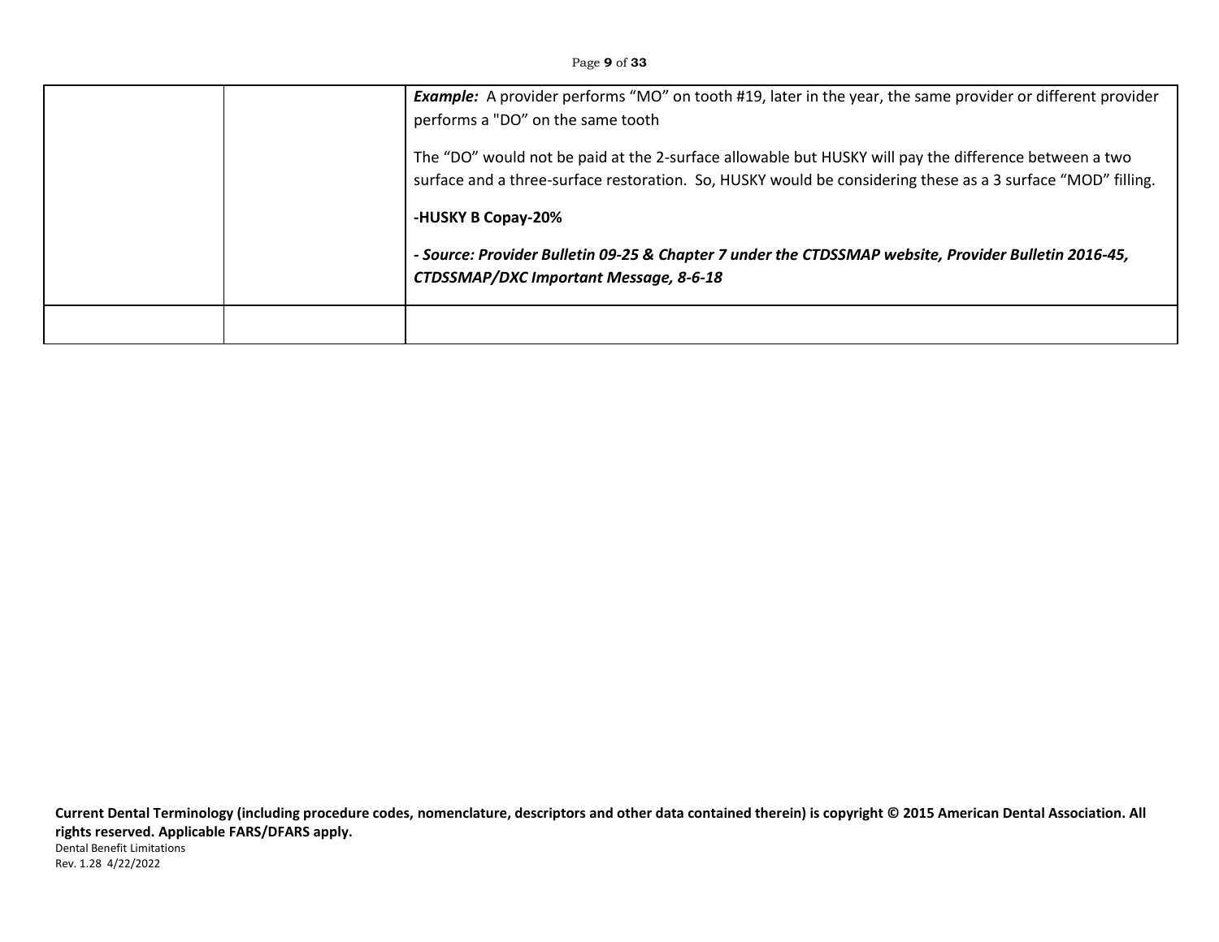| | | |
|---|---|---|
| | | ***Example:*** A provider performs "MO" on tooth #19, later in the year, the same provider or different provider performs a "DO" on the same tooth<br><br>The "DO" would not be paid at the 2-surface allowable but HUSKY will pay the difference between a two surface and a three-surface restoration. So, HUSKY would be considering these as a 3 surface "MOD" filling.<br><br>**-HUSKY B Copay-20%**<br><br>***- Source: Provider Bulletin 09-25 & Chapter 7 under the CTDSSMAP website, Provider Bulletin 2016-45, CTDSSMAP/DXC Important Message, 8-6-18*** |
| | | |

**Current Dental Terminology (including procedure codes, nomenclature, descriptors and other data contained therein) is copyright © 2015 American Dental Association. All rights reserved. Applicable FARS/DFARS apply.**

Dental Benefit Limitations
Rev. 1.28 4/22/2022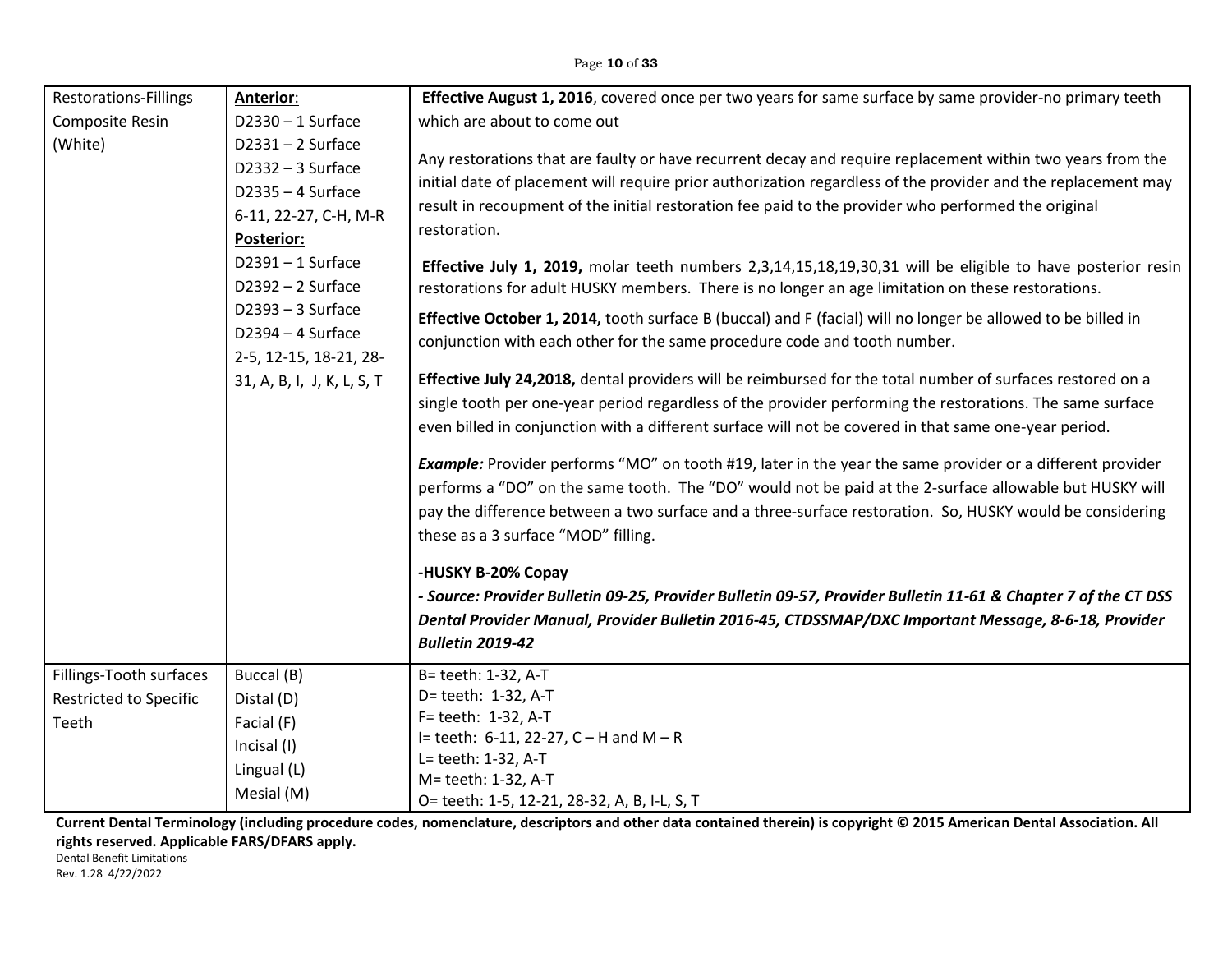| | | |
|---|---|---|
| Restorations-Fillings Composite Resin (White) | **Anterior**:<br>D2330 – 1 Surface<br>D2331 – 2 Surface<br>D2332 – 3 Surface<br>D2335 – 4 Surface<br>6-11, 22-27, C-H, M-R<br>**Posterior:**<br>D2391 – 1 Surface<br>D2392 – 2 Surface<br>D2393 – 3 Surface<br>D2394 – 4 Surface<br>2-5, 12-15, 18-21, 28-31, A, B, I, J, K, L, S, T | **Effective August 1, 2016**, covered once per two years for same surface by same provider-no primary teeth which are about to come out<br><br>Any restorations that are faulty or have recurrent decay and require replacement within two years from the initial date of placement will require prior authorization regardless of the provider and the replacement may result in recoupment of the initial restoration fee paid to the provider who performed the original restoration.<br><br>**Effective July 1, 2019,** molar teeth numbers 2,3,14,15,18,19,30,31 will be eligible to have posterior resin restorations for adult HUSKY members. There is no longer an age limitation on these restorations.<br><br>**Effective October 1, 2014,** tooth surface B (buccal) and F (facial) will no longer be allowed to be billed in conjunction with each other for the same procedure code and tooth number.<br><br>**Effective July 24,2018,** dental providers will be reimbursed for the total number of surfaces restored on a single tooth per one-year period regardless of the provider performing the restorations. The same surface even billed in conjunction with a different surface will not be covered in that same one-year period.<br><br>***Example:*** Provider performs "MO" on tooth #19, later in the year the same provider or a different provider performs a "DO" on the same tooth. The "DO" would not be paid at the 2-surface allowable but HUSKY will pay the difference between a two surface and a three-surface restoration. So, HUSKY would be considering these as a 3 surface "MOD" filling.<br><br>**-HUSKY B-20% Copay**<br>***- Source: Provider Bulletin 09-25, Provider Bulletin 09-57, Provider Bulletin 11-61 & Chapter 7 of the CT DSS Dental Provider Manual, Provider Bulletin 2016-45, CTDSSMAP/DXC Important Message, 8-6-18, Provider Bulletin 2019-42*** |
| Fillings-Tooth surfaces Restricted to Specific Teeth | Buccal (B)<br>Distal (D)<br>Facial (F)<br>Incisal (I)<br>Lingual (L)<br>Mesial (M) | B= teeth: 1-32, A-T<br>D= teeth: 1-32, A-T<br>F= teeth: 1-32, A-T<br>I= teeth: 6-11, 22-27, C – H and M – R<br>L= teeth: 1-32, A-T<br>M= teeth: 1-32, A-T<br>O= teeth: 1-5, 12-21, 28-32, A, B, I-L, S, T |

**Current Dental Terminology (including procedure codes, nomenclature, descriptors and other data contained therein) is copyright © 2015 American Dental Association. All rights reserved. Applicable FARS/DFARS apply.**

Dental Benefit Limitations
Rev. 1.28 4/22/2022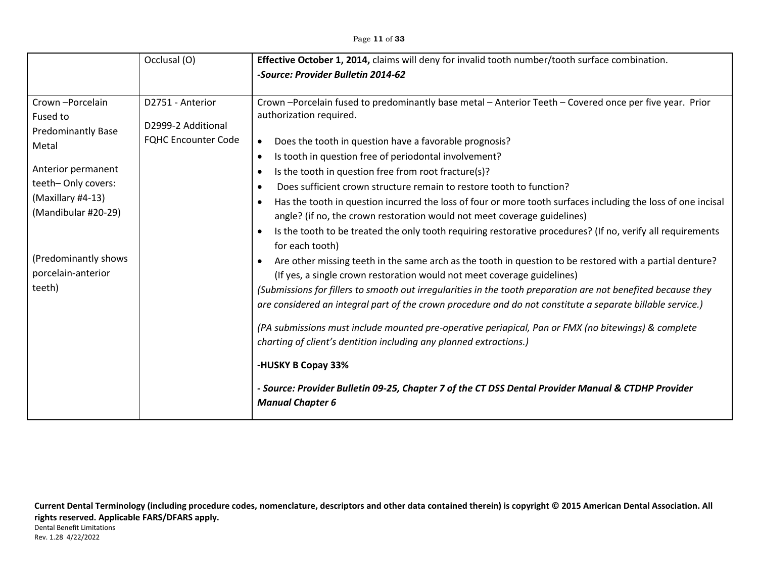| | | |
|---|---|---|
| | Occlusal (O) | **Effective October 1, 2014,** claims will deny for invalid tooth number/tooth surface combination.<br>***-Source: Provider Bulletin 2014-62*** |
| Crown –Porcelain Fused to Predominantly Base Metal<br><br>Anterior permanent teeth– Only covers: (Maxillary #4-13) (Mandibular #20-29)<br><br>(Predominantly shows porcelain-anterior teeth) | D2751 - Anterior<br><br>D2999-2 Additional FQHC Encounter Code | Crown –Porcelain fused to predominantly base metal – Anterior Teeth – Covered once per five year. Prior authorization required.<br><br>• Does the tooth in question have a favorable prognosis?<br>• Is tooth in question free of periodontal involvement?<br>• Is the tooth in question free from root fracture(s)?<br>• Does sufficient crown structure remain to restore tooth to function?<br>• Has the tooth in question incurred the loss of four or more tooth surfaces including the loss of one incisal angle? (if no, the crown restoration would not meet coverage guidelines)<br>• Is the tooth to be treated the only tooth requiring restorative procedures? (If no, verify all requirements for each tooth)<br>• Are other missing teeth in the same arch as the tooth in question to be restored with a partial denture? (If yes, a single crown restoration would not meet coverage guidelines)<br>*(Submissions for fillers to smooth out irregularities in the tooth preparation are not benefited because they are considered an integral part of the crown procedure and do not constitute a separate billable service.)*<br><br>*(PA submissions must include mounted pre-operative periapical, Pan or FMX (no bitewings) & complete charting of client's dentition including any planned extractions.)*<br><br>**-HUSKY B Copay 33%**<br><br>***- Source: Provider Bulletin 09-25, Chapter 7 of the CT DSS Dental Provider Manual & CTDHP Provider Manual Chapter 6*** |

**Current Dental Terminology (including procedure codes, nomenclature, descriptors and other data contained therein) is copyright © 2015 American Dental Association. All rights reserved. Applicable FARS/DFARS apply.**
Dental Benefit Limitations
Rev. 1.28 4/22/2022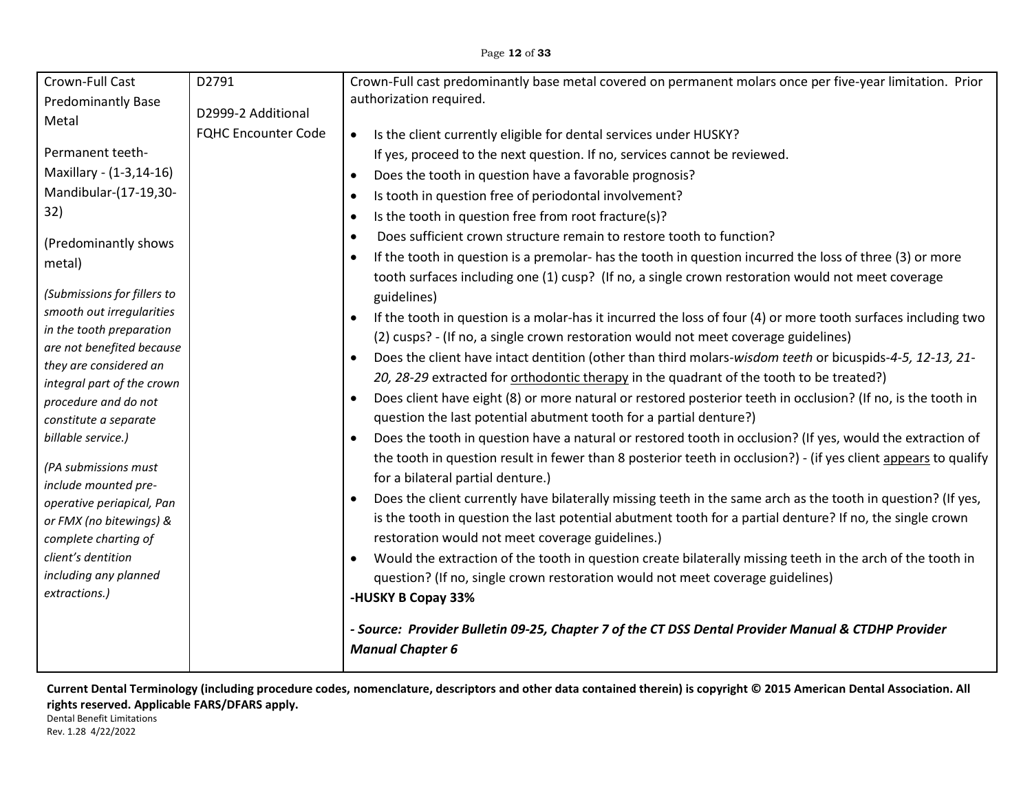| Crown-Full Cast Predominantly Base Metal<br><br>Permanent teeth-<br>Maxillary - (1-3,14-16)<br>Mandibular-(17-19,30-32)<br><br>(Predominantly shows metal)<br><br>*(Submissions for fillers to smooth out irregularities in the tooth preparation are not benefited because they are considered an integral part of the crown procedure and do not constitute a separate billable service.)*<br><br>*(PA submissions must include mounted pre-operative periapical, Pan or FMX (no bitewings) & complete charting of client's dentition including any planned extractions.)* | D2791<br><br>D2999-2 Additional FQHC Encounter Code | Crown-Full cast predominantly base metal covered on permanent molars once per five-year limitation. Prior authorization required.<br><br>• Is the client currently eligible for dental services under HUSKY? If yes, proceed to the next question. If no, services cannot be reviewed.<br>• Does the tooth in question have a favorable prognosis?<br>• Is tooth in question free of periodontal involvement?<br>• Is the tooth in question free from root fracture(s)?<br>• Does sufficient crown structure remain to restore tooth to function?<br>• If the tooth in question is a premolar- has the tooth in question incurred the loss of three (3) or more tooth surfaces including one (1) cusp? (If no, a single crown restoration would not meet coverage guidelines)<br>• If the tooth in question is a molar-has it incurred the loss of four (4) or more tooth surfaces including two (2) cusps? - (If no, a single crown restoration would not meet coverage guidelines)<br>• Does the client have intact dentition (other than third molars-*wisdom teeth* or bicuspids-*4-5, 12-13, 21-20, 28-29* extracted for <u>orthodontic therapy</u> in the quadrant of the tooth to be treated?)<br>• Does client have eight (8) or more natural or restored posterior teeth in occlusion? (If no, is the tooth in question the last potential abutment tooth for a partial denture?)<br>• Does the tooth in question have a natural or restored tooth in occlusion? (If yes, would the extraction of the tooth in question result in fewer than 8 posterior teeth in occlusion?) - (if yes client <u>appears</u> to qualify for a bilateral partial denture.)<br>• Does the client currently have bilaterally missing teeth in the same arch as the tooth in question? (If yes, is the tooth in question the last potential abutment tooth for a partial denture? If no, the single crown restoration would not meet coverage guidelines.)<br>• Would the extraction of the tooth in question create bilaterally missing teeth in the arch of the tooth in question? (If no, single crown restoration would not meet coverage guidelines)<br><br>**-HUSKY B Copay 33%**<br><br>***- Source: Provider Bulletin 09-25, Chapter 7 of the CT DSS Dental Provider Manual & CTDHP Provider Manual Chapter 6*** |
|---|---|---|

**Current Dental Terminology (including procedure codes, nomenclature, descriptors and other data contained therein) is copyright © 2015 American Dental Association. All rights reserved. Applicable FARS/DFARS apply.**

Dental Benefit Limitations
Rev. 1.28 4/22/2022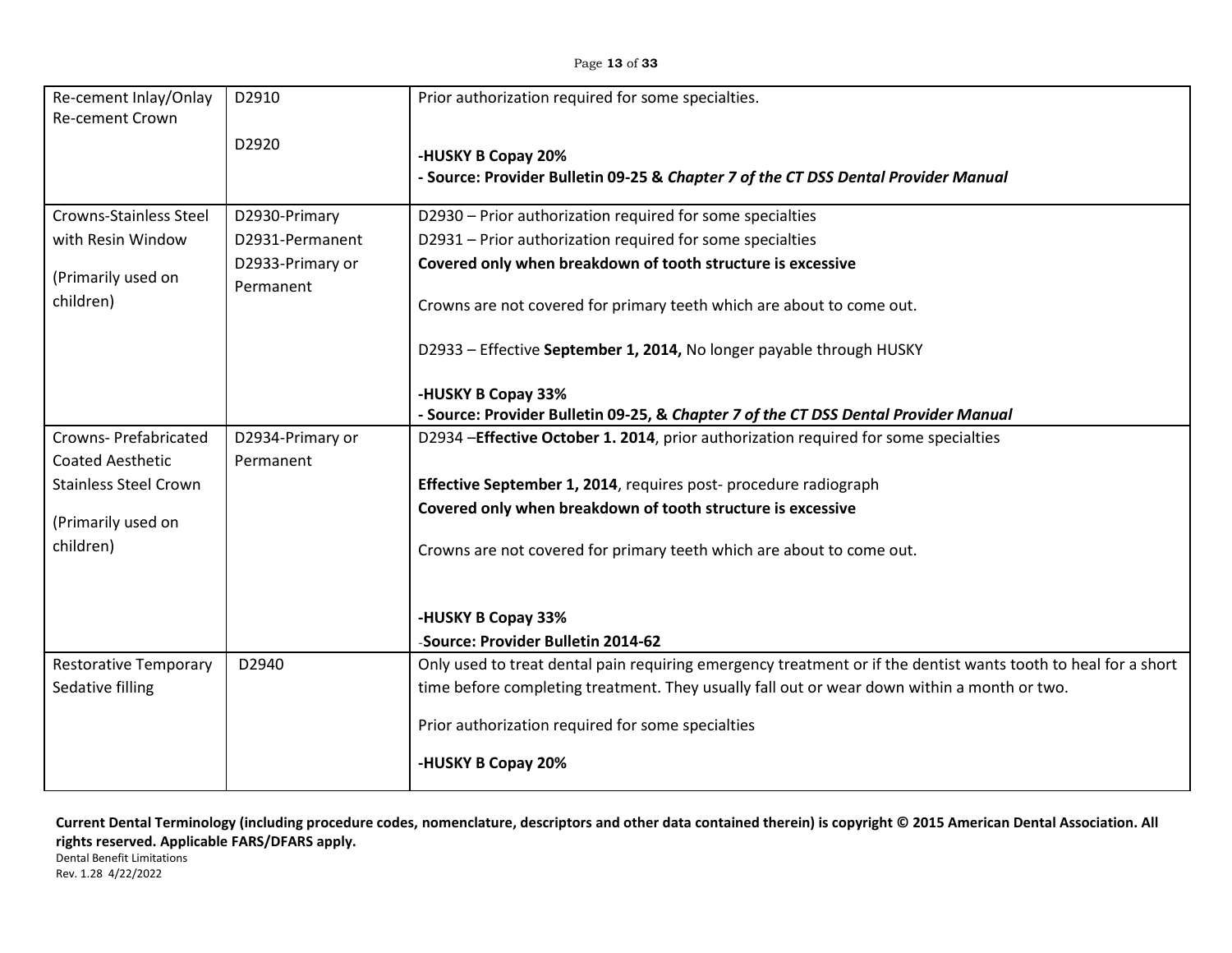| | | |
|---|---|---|
| Re-cement Inlay/Onlay<br>Re-cement Crown | D2910<br><br>D2920 | Prior authorization required for some specialties.<br><br>**-HUSKY B Copay 20%**<br>**- Source: Provider Bulletin 09-25 & *Chapter 7 of the CT DSS Dental Provider Manual*** |
| Crowns-Stainless Steel with Resin Window<br><br>(Primarily used on children) | D2930-Primary<br>D2931-Permanent<br>D2933-Primary or Permanent | D2930 – Prior authorization required for some specialties<br>D2931 – Prior authorization required for some specialties<br>**Covered only when breakdown of tooth structure is excessive**<br><br>Crowns are not covered for primary teeth which are about to come out.<br><br>D2933 – Effective **September 1, 2014,** No longer payable through HUSKY<br><br>**-HUSKY B Copay 33%**<br>**- Source: Provider Bulletin 09-25, & *Chapter 7 of the CT DSS Dental Provider Manual*** |
| Crowns- Prefabricated Coated Aesthetic Stainless Steel Crown<br><br>(Primarily used on children) | D2934-Primary or Permanent | D2934 –**Effective October 1. 2014**, prior authorization required for some specialties<br><br>**Effective September 1, 2014**, requires post- procedure radiograph<br>**Covered only when breakdown of tooth structure is excessive**<br><br>Crowns are not covered for primary teeth which are about to come out.<br><br>**-HUSKY B Copay 33%**<br>-**Source: Provider Bulletin 2014-62** |
| Restorative Temporary Sedative filling | D2940 | Only used to treat dental pain requiring emergency treatment or if the dentist wants tooth to heal for a short time before completing treatment. They usually fall out or wear down within a month or two.<br><br>Prior authorization required for some specialties<br><br>**-HUSKY B Copay 20%** |

**Current Dental Terminology (including procedure codes, nomenclature, descriptors and other data contained therein) is copyright © 2015 American Dental Association. All rights reserved. Applicable FARS/DFARS apply.**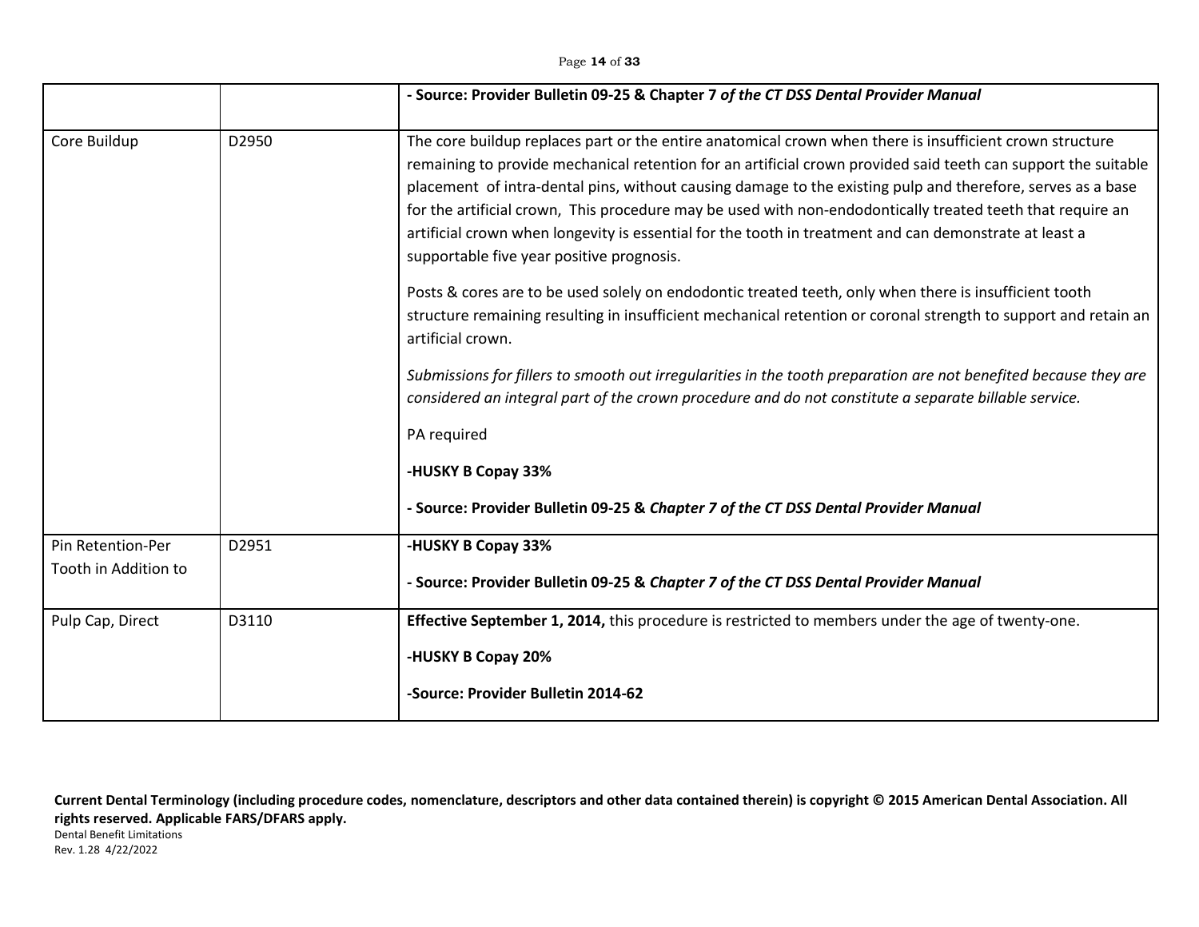| | | |
|---|---|---|
| | | **- Source: Provider Bulletin 09-25 & Chapter 7** ***of the CT DSS Dental Provider Manual*** |
| Core Buildup | D2950 | The core buildup replaces part or the entire anatomical crown when there is insufficient crown structure remaining to provide mechanical retention for an artificial crown provided said teeth can support the suitable placement of intra-dental pins, without causing damage to the existing pulp and therefore, serves as a base for the artificial crown, This procedure may be used with non-endodontically treated teeth that require an artificial crown when longevity is essential for the tooth in treatment and can demonstrate at least a supportable five year positive prognosis.<br><br>Posts & cores are to be used solely on endodontic treated teeth, only when there is insufficient tooth structure remaining resulting in insufficient mechanical retention or coronal strength to support and retain an artificial crown.<br><br>*Submissions for fillers to smooth out irregularities in the tooth preparation are not benefited because they are considered an integral part of the crown procedure and do not constitute a separate billable service.*<br><br>PA required<br><br>**-HUSKY B Copay 33%**<br><br>**- Source: Provider Bulletin 09-25 &** ***Chapter 7 of the CT DSS Dental Provider Manual*** |
| Pin Retention-Per Tooth in Addition to | D2951 | **-HUSKY B Copay 33%**<br><br>**- Source: Provider Bulletin 09-25 &** ***Chapter 7 of the CT DSS Dental Provider Manual*** |
| Pulp Cap, Direct | D3110 | **Effective September 1, 2014,** this procedure is restricted to members under the age of twenty-one.<br><br>**-HUSKY B Copay 20%**<br><br>**-Source: Provider Bulletin 2014-62** |

**Current Dental Terminology (including procedure codes, nomenclature, descriptors and other data contained therein) is copyright © 2015 American Dental Association. All rights reserved. Applicable FARS/DFARS apply.**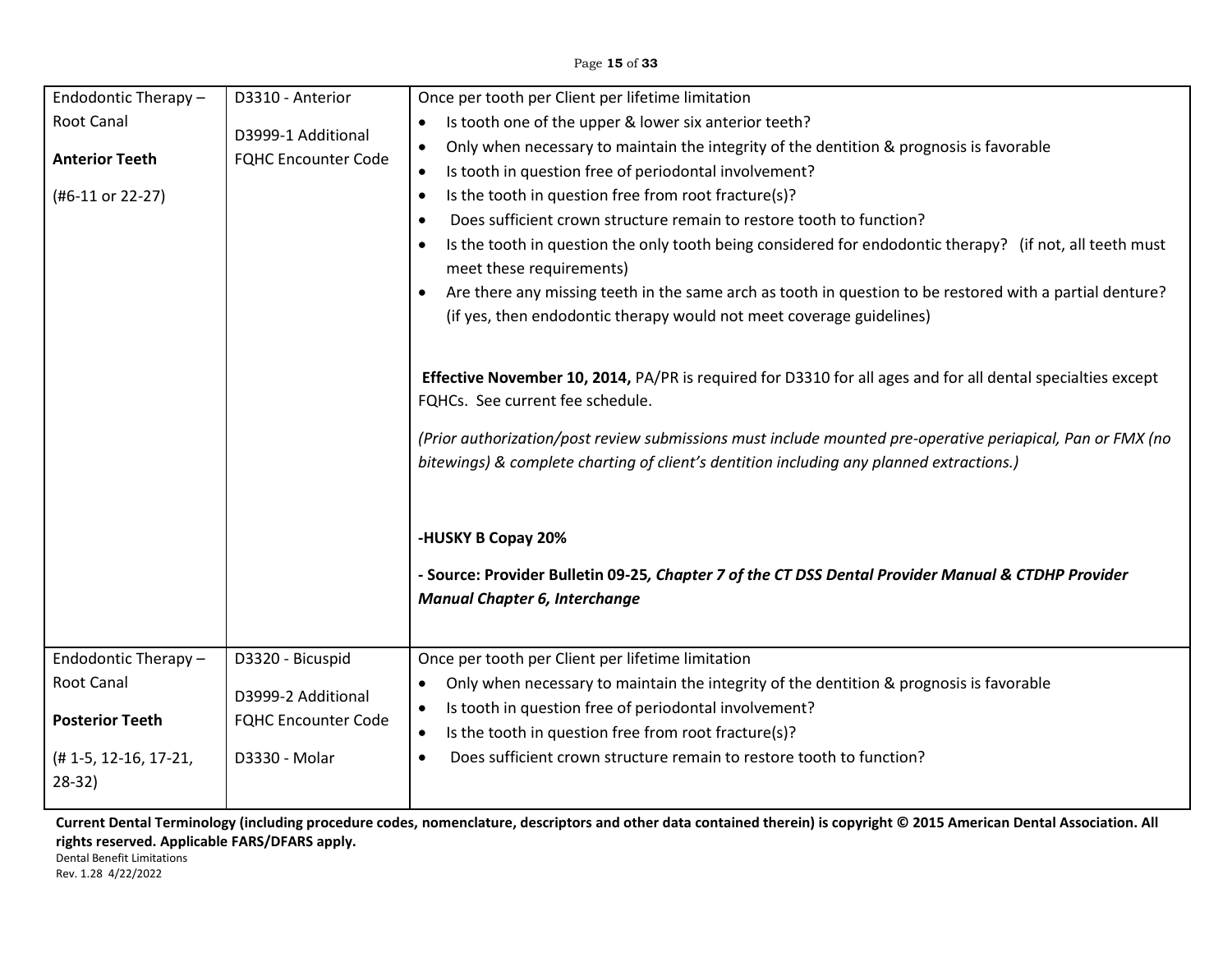| | | |
|---|---|---|
| Endodontic Therapy – Root Canal<br><br>**Anterior Teeth**<br><br>(#6-11 or 22-27) | D3310 - Anterior<br><br>D3999-1 Additional FQHC Encounter Code | Once per tooth per Client per lifetime limitation<br>• Is tooth one of the upper & lower six anterior teeth?<br>• Only when necessary to maintain the integrity of the dentition & prognosis is favorable<br>• Is tooth in question free of periodontal involvement?<br>• Is the tooth in question free from root fracture(s)?<br>• Does sufficient crown structure remain to restore tooth to function?<br>• Is the tooth in question the only tooth being considered for endodontic therapy? (if not, all teeth must meet these requirements)<br>• Are there any missing teeth in the same arch as tooth in question to be restored with a partial denture? (if yes, then endodontic therapy would not meet coverage guidelines)<br><br>**Effective November 10, 2014,** PA/PR is required for D3310 for all ages and for all dental specialties except FQHCs. See current fee schedule.<br><br>*(Prior authorization/post review submissions must include mounted pre-operative periapical, Pan or FMX (no bitewings) & complete charting of client's dentition including any planned extractions.)*<br><br>**-HUSKY B Copay 20%**<br><br>**- Source: Provider Bulletin 09-25*, Chapter 7 of the CT DSS Dental Provider Manual & CTDHP Provider Manual Chapter 6, Interchange*** |
| Endodontic Therapy – Root Canal<br><br>**Posterior Teeth**<br><br>(# 1-5, 12-16, 17-21, 28-32) | D3320 - Bicuspid<br><br>D3999-2 Additional FQHC Encounter Code<br><br>D3330 - Molar | Once per tooth per Client per lifetime limitation<br>• Only when necessary to maintain the integrity of the dentition & prognosis is favorable<br>• Is tooth in question free of periodontal involvement?<br>• Is the tooth in question free from root fracture(s)?<br>• Does sufficient crown structure remain to restore tooth to function? |

**Current Dental Terminology (including procedure codes, nomenclature, descriptors and other data contained therein) is copyright © 2015 American Dental Association. All rights reserved. Applicable FARS/DFARS apply.**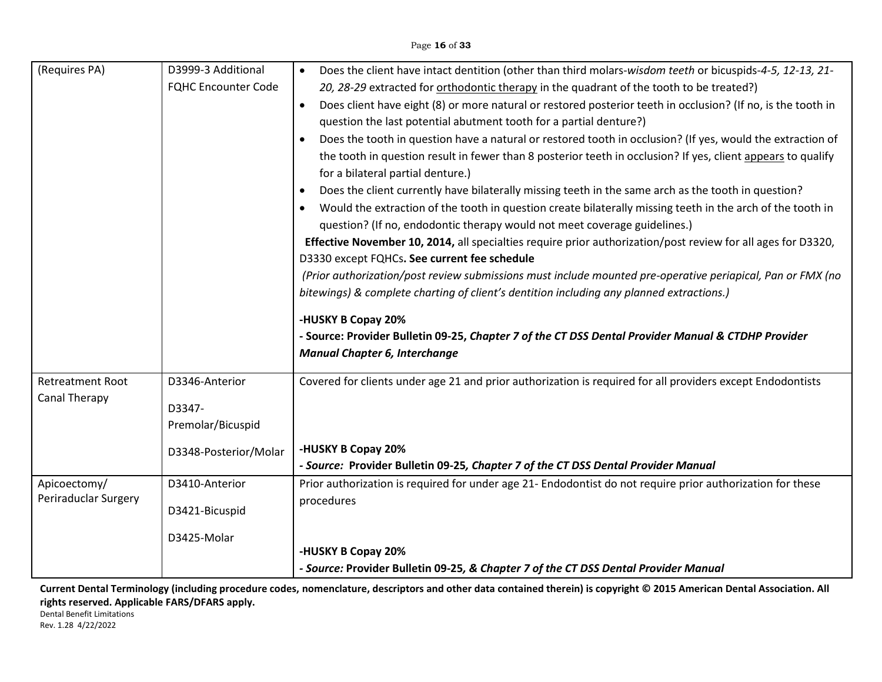| | | |
|---|---|---|
| (Requires PA) | D3999-3 Additional FQHC Encounter Code | • Does the client have intact dentition (other than third molars-*wisdom teeth* or bicuspids-*4-5, 12-13, 21-20, 28-29* extracted for <u>orthodontic therapy</u> in the quadrant of the tooth to be treated?)<br>• Does client have eight (8) or more natural or restored posterior teeth in occlusion? (If no, is the tooth in question the last potential abutment tooth for a partial denture?)<br>• Does the tooth in question have a natural or restored tooth in occlusion? (If yes, would the extraction of the tooth in question result in fewer than 8 posterior teeth in occlusion? If yes, client <u>appears</u> to qualify for a bilateral partial denture.)<br>• Does the client currently have bilaterally missing teeth in the same arch as the tooth in question?<br>• Would the extraction of the tooth in question create bilaterally missing teeth in the arch of the tooth in question? (If no, endodontic therapy would not meet coverage guidelines.)<br>**Effective November 10, 2014,** all specialties require prior authorization/post review for all ages for D3320, D3330 except FQHCs**. See current fee schedule**<br>*(Prior authorization/post review submissions must include mounted pre-operative periapical, Pan or FMX (no bitewings) & complete charting of client's dentition including any planned extractions.)*<br><br>**-HUSKY B Copay 20%**<br>**- Source: Provider Bulletin 09-25, *Chapter 7 of the CT DSS Dental Provider Manual & CTDHP Provider Manual Chapter 6, Interchange*** |
| Retreatment Root Canal Therapy | D3346-Anterior<br>D3347-Premolar/Bicuspid<br>D3348-Posterior/Molar | Covered for clients under age 21 and prior authorization is required for all providers except Endodontists<br><br>**-HUSKY B Copay 20%**<br>***- Source:* Provider Bulletin 09-25*, Chapter 7 of the CT DSS Dental Provider Manual*** |
| Apicoectomy/ Periraductar Surgery | D3410-Anterior<br>D3421-Bicuspid<br>D3425-Molar | Prior authorization is required for under age 21- Endodontist do not require prior authorization for these procedures<br><br>**-HUSKY B Copay 20%**<br>***- Source:* Provider Bulletin 09-25*, & Chapter 7 of the CT DSS Dental Provider Manual*** |

**Current Dental Terminology (including procedure codes, nomenclature, descriptors and other data contained therein) is copyright © 2015 American Dental Association. All rights reserved. Applicable FARS/DFARS apply.**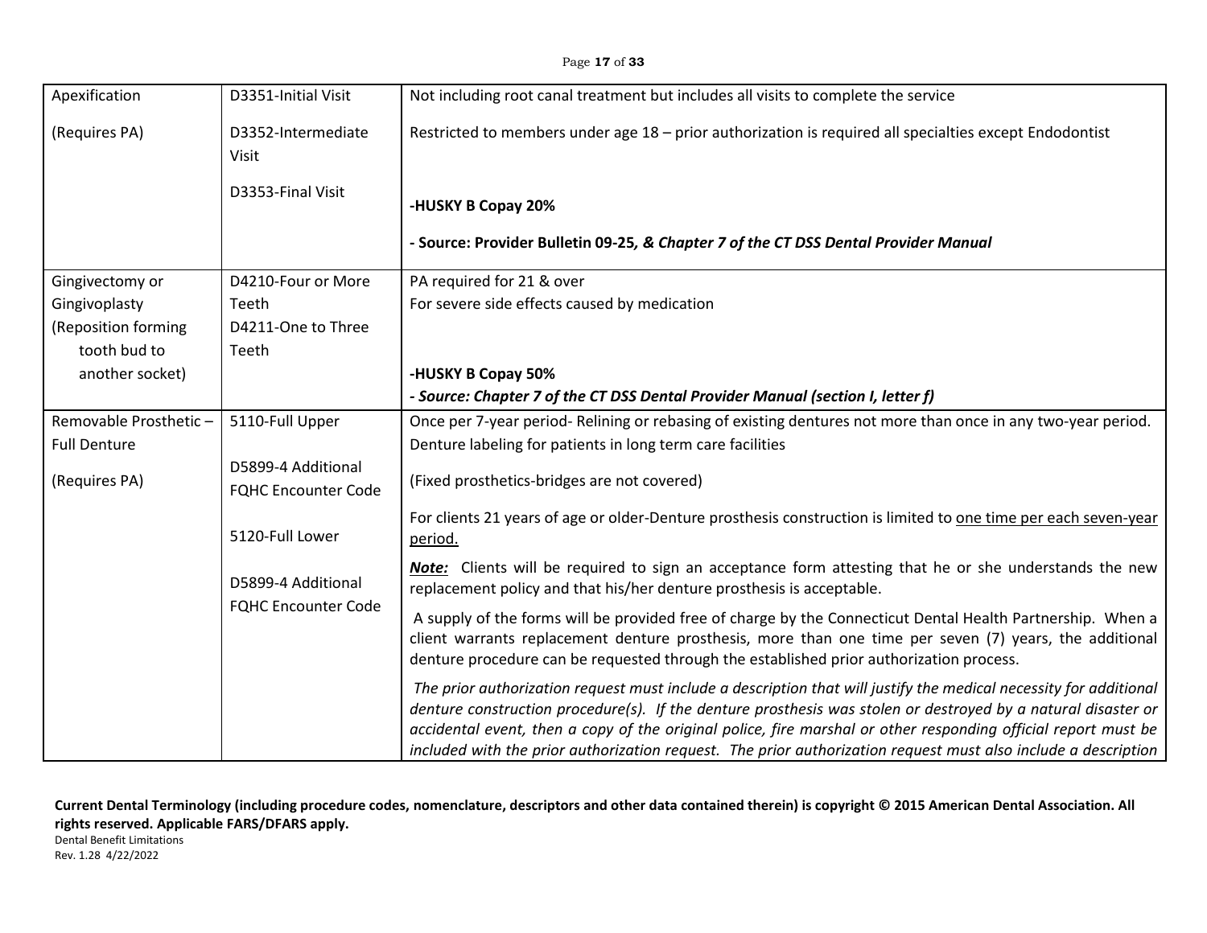| | | |
|---|---|---|
| Apexification<br><br>(Requires PA) | D3351-Initial Visit<br><br>D3352-Intermediate Visit<br><br>D3353-Final Visit | Not including root canal treatment but includes all visits to complete the service<br><br>Restricted to members under age 18 – prior authorization is required all specialties except Endodontist<br><br>**-HUSKY B Copay 20%**<br><br>**- Source: Provider Bulletin 09-25*, & Chapter 7 of the CT DSS Dental Provider Manual*** |
| Gingivectomy or Gingivoplasty (Reposition forming tooth bud to another socket) | D4210-Four or More Teeth<br>D4211-One to Three Teeth | PA required for 21 & over<br>For severe side effects caused by medication<br><br>**-HUSKY B Copay 50%**<br>***- Source: Chapter 7 of the CT DSS Dental Provider Manual (section I, letter f)*** |
| Removable Prosthetic – Full Denture<br><br>(Requires PA) | 5110-Full Upper<br><br>D5899-4 Additional FQHC Encounter Code<br><br>5120-Full Lower<br><br>D5899-4 Additional FQHC Encounter Code | Once per 7-year period- Relining or rebasing of existing dentures not more than once in any two-year period. Denture labeling for patients in long term care facilities<br><br>(Fixed prosthetics-bridges are not covered)<br><br>For clients 21 years of age or older-Denture prosthesis construction is limited to one time per each seven-year period.<br><br>***Note:*** Clients will be required to sign an acceptance form attesting that he or she understands the new replacement policy and that his/her denture prosthesis is acceptable.<br><br>A supply of the forms will be provided free of charge by the Connecticut Dental Health Partnership. When a client warrants replacement denture prosthesis, more than one time per seven (7) years, the additional denture procedure can be requested through the established prior authorization process.<br><br>*The prior authorization request must include a description that will justify the medical necessity for additional denture construction procedure(s). If the denture prosthesis was stolen or destroyed by a natural disaster or accidental event, then a copy of the original police, fire marshal or other responding official report must be included with the prior authorization request. The prior authorization request must also include a description* |

**Current Dental Terminology (including procedure codes, nomenclature, descriptors and other data contained therein) is copyright © 2015 American Dental Association. All rights reserved. Applicable FARS/DFARS apply.**
Dental Benefit Limitations
Rev. 1.28 4/22/2022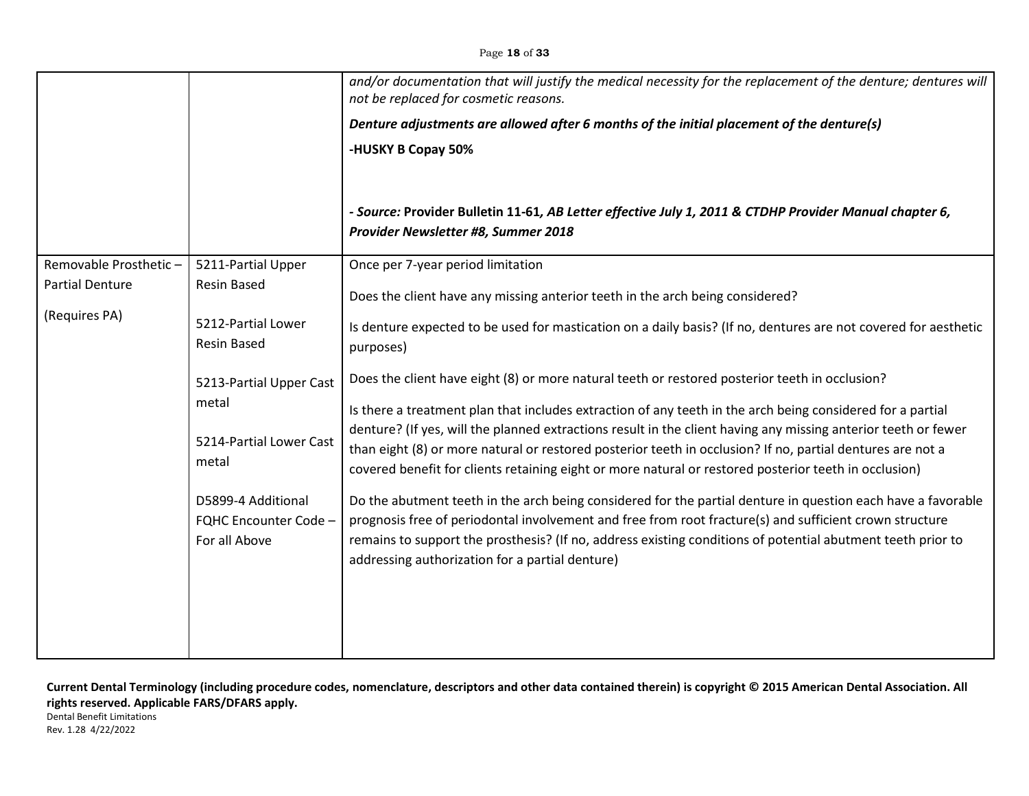| | | |
|---|---|---|
| | | *and/or documentation that will justify the medical necessity for the replacement of the denture; dentures will not be replaced for cosmetic reasons.*<br><br>***Denture adjustments are allowed after 6 months of the initial placement of the denture(s)***<br><br>**-HUSKY B Copay 50%**<br><br>***- Source:* Provider Bulletin 11-61*, AB Letter effective July 1, 2011 & CTDHP Provider Manual chapter 6, Provider Newsletter #8, Summer 2018*** |
| Removable Prosthetic – Partial Denture<br><br>(Requires PA) | 5211-Partial Upper Resin Based<br><br>5212-Partial Lower Resin Based<br><br>5213-Partial Upper Cast metal<br><br>5214-Partial Lower Cast metal<br><br>D5899-4 Additional FQHC Encounter Code – For all Above | Once per 7-year period limitation<br><br>Does the client have any missing anterior teeth in the arch being considered?<br><br>Is denture expected to be used for mastication on a daily basis? (If no, dentures are not covered for aesthetic purposes)<br><br>Does the client have eight (8) or more natural teeth or restored posterior teeth in occlusion?<br><br>Is there a treatment plan that includes extraction of any teeth in the arch being considered for a partial denture? (If yes, will the planned extractions result in the client having any missing anterior teeth or fewer than eight (8) or more natural or restored posterior teeth in occlusion? If no, partial dentures are not a covered benefit for clients retaining eight or more natural or restored posterior teeth in occlusion)<br><br>Do the abutment teeth in the arch being considered for the partial denture in question each have a favorable prognosis free of periodontal involvement and free from root fracture(s) and sufficient crown structure remains to support the prosthesis? (If no, address existing conditions of potential abutment teeth prior to addressing authorization for a partial denture) |

**Current Dental Terminology (including procedure codes, nomenclature, descriptors and other data contained therein) is copyright © 2015 American Dental Association. All rights reserved. Applicable FARS/DFARS apply.**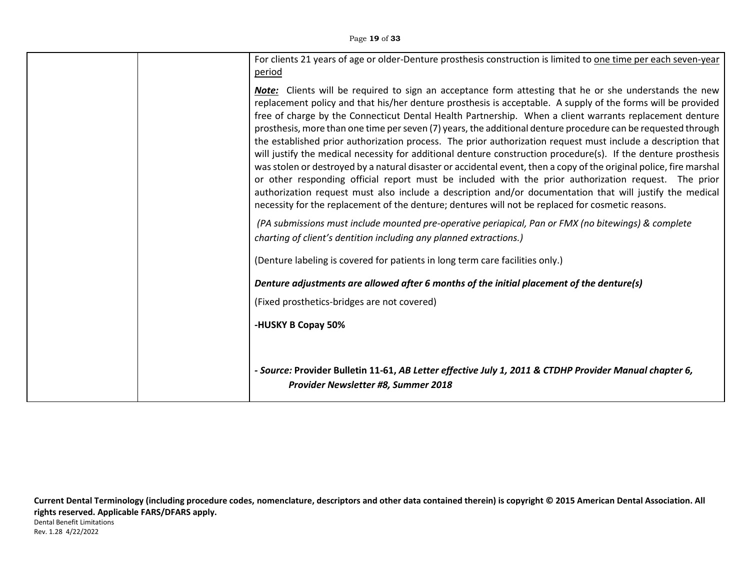| | | |
|---|---|---|
| | | For clients 21 years of age or older-Denture prosthesis construction is limited to <u>one time per each seven-year period</u><br><br>***<u>Note:</u>*** Clients will be required to sign an acceptance form attesting that he or she understands the new replacement policy and that his/her denture prosthesis is acceptable. A supply of the forms will be provided free of charge by the Connecticut Dental Health Partnership. When a client warrants replacement denture prosthesis, more than one time per seven (7) years, the additional denture procedure can be requested through the established prior authorization process. The prior authorization request must include a description that will justify the medical necessity for additional denture construction procedure(s). If the denture prosthesis was stolen or destroyed by a natural disaster or accidental event, then a copy of the original police, fire marshal or other responding official report must be included with the prior authorization request. The prior authorization request must also include a description and/or documentation that will justify the medical necessity for the replacement of the denture; dentures will not be replaced for cosmetic reasons.<br><br>*(PA submissions must include mounted pre-operative periapical, Pan or FMX (no bitewings) & complete charting of client's dentition including any planned extractions.)*<br><br>(Denture labeling is covered for patients in long term care facilities only.)<br><br>***Denture adjustments are allowed after 6 months of the initial placement of the denture(s)***<br><br>(Fixed prosthetics-bridges are not covered)<br><br>**-HUSKY B Copay 50%**<br><br>***- Source:*** **Provider Bulletin 11-61,** ***AB Letter effective July 1, 2011 & CTDHP Provider Manual chapter 6, Provider Newsletter #8, Summer 2018*** |

**Current Dental Terminology (including procedure codes, nomenclature, descriptors and other data contained therein) is copyright © 2015 American Dental Association. All rights reserved. Applicable FARS/DFARS apply.**

Dental Benefit Limitations
Rev. 1.28 4/22/2022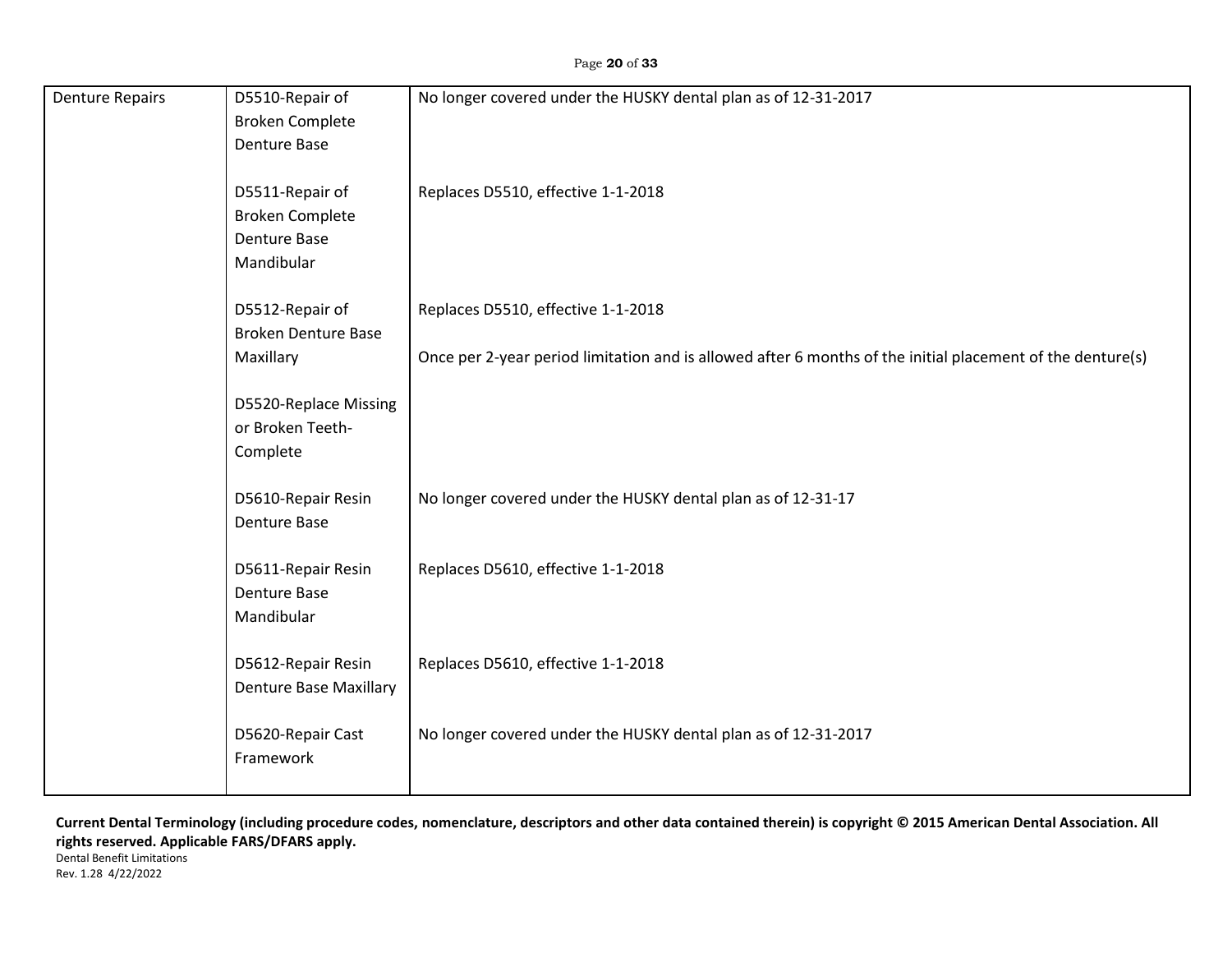| | | |
|---|---|---|
| Denture Repairs | D5510-Repair of Broken Complete Denture Base | No longer covered under the HUSKY dental plan as of 12-31-2017 |
| | D5511-Repair of Broken Complete Denture Base Mandibular | Replaces D5510, effective 1-1-2018 |
| | D5512-Repair of Broken Denture Base Maxillary | Replaces D5510, effective 1-1-2018<br><br>Once per 2-year period limitation and is allowed after 6 months of the initial placement of the denture(s) |
| | D5520-Replace Missing or Broken Teeth-Complete | |
| | D5610-Repair Resin Denture Base | No longer covered under the HUSKY dental plan as of 12-31-17 |
| | D5611-Repair Resin Denture Base Mandibular | Replaces D5610, effective 1-1-2018 |
| | D5612-Repair Resin Denture Base Maxillary | Replaces D5610, effective 1-1-2018 |
| | D5620-Repair Cast Framework | No longer covered under the HUSKY dental plan as of 12-31-2017 |

**Current Dental Terminology (including procedure codes, nomenclature, descriptors and other data contained therein) is copyright © 2015 American Dental Association. All rights reserved. Applicable FARS/DFARS apply.**

Dental Benefit Limitations
Rev. 1.28 4/22/2022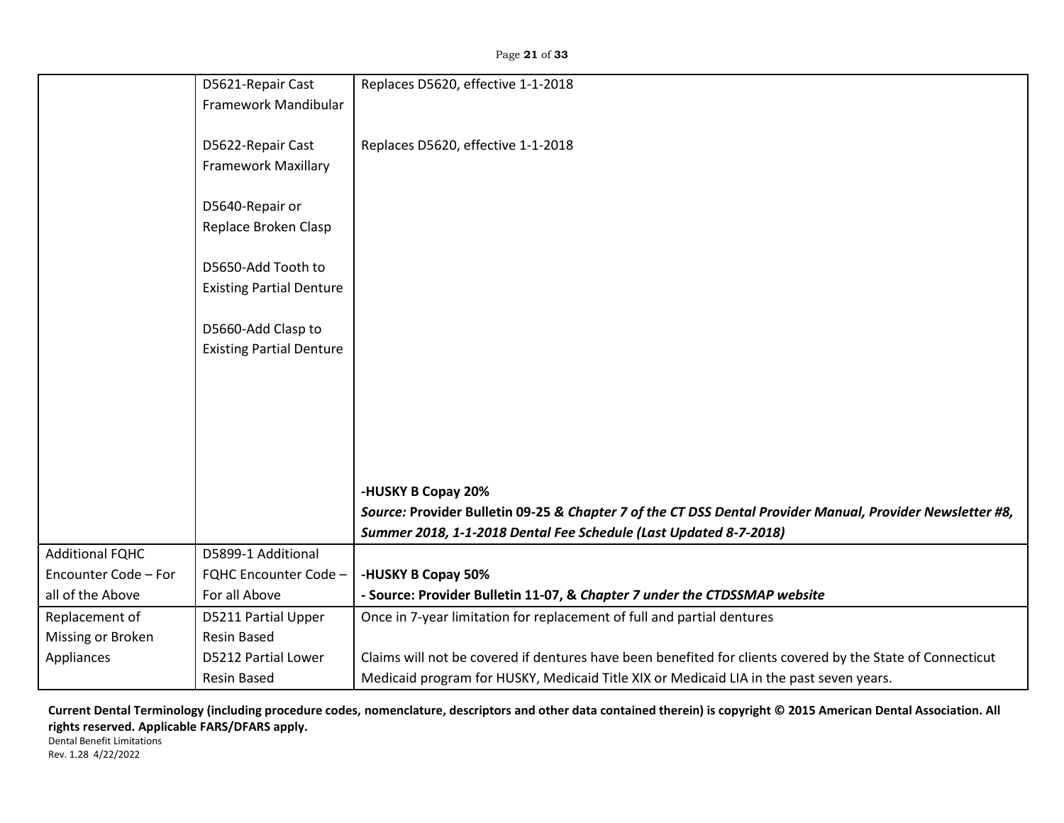| | | |
|---|---|---|
| | D5621-Repair Cast Framework Mandibular<br><br>D5622-Repair Cast Framework Maxillary<br><br>D5640-Repair or Replace Broken Clasp<br><br>D5650-Add Tooth to Existing Partial Denture<br><br>D5660-Add Clasp to Existing Partial Denture | Replaces D5620, effective 1-1-2018<br><br>Replaces D5620, effective 1-1-2018<br><br>**-HUSKY B Copay 20%**<br>***Source:* Provider Bulletin 09-25 *& Chapter 7 of the CT DSS Dental Provider Manual, Provider Newsletter #8, Summer 2018, 1-1-2018 Dental Fee Schedule (Last Updated 8-7-2018)*** |
| Additional FQHC Encounter Code – For all of the Above | D5899-1 Additional FQHC Encounter Code – For all Above | **-HUSKY B Copay 50%**<br>**- Source: Provider Bulletin 11-07, & *Chapter 7 under the CTDSSMAP website*** |
| Replacement of Missing or Broken Appliances | D5211 Partial Upper Resin Based<br>D5212 Partial Lower Resin Based | Once in 7-year limitation for replacement of full and partial dentures<br><br>Claims will not be covered if dentures have been benefited for clients covered by the State of Connecticut Medicaid program for HUSKY, Medicaid Title XIX or Medicaid LIA in the past seven years. |

**Current Dental Terminology (including procedure codes, nomenclature, descriptors and other data contained therein) is copyright © 2015 American Dental Association. All rights reserved. Applicable FARS/DFARS apply.**

Dental Benefit Limitations
Rev. 1.28 4/22/2022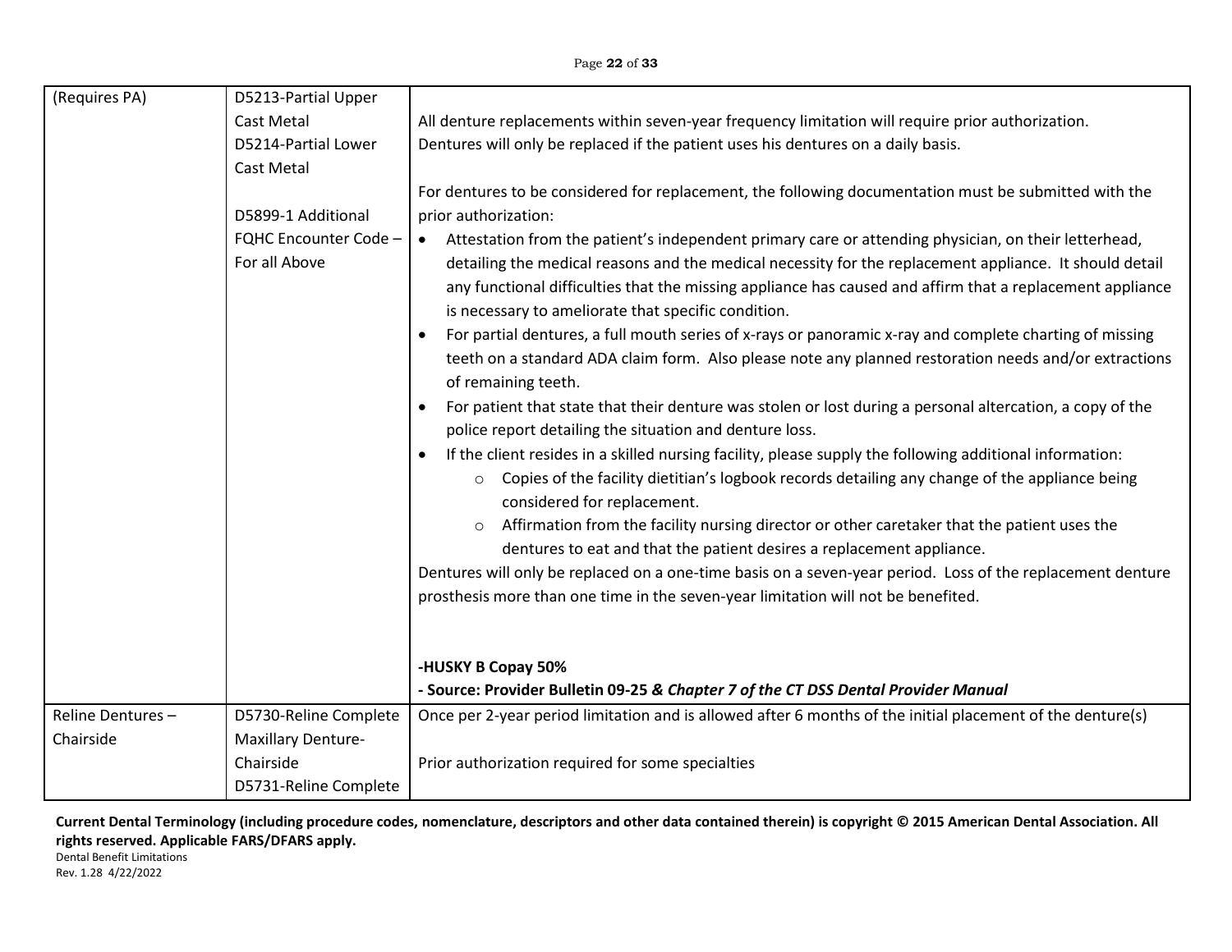| | | |
|---|---|---|
| (Requires PA) | D5213-Partial Upper Cast Metal<br>D5214-Partial Lower Cast Metal<br><br>D5899-1 Additional FQHC Encounter Code – For all Above | All denture replacements within seven-year frequency limitation will require prior authorization.<br>Dentures will only be replaced if the patient uses his dentures on a daily basis.<br><br>For dentures to be considered for replacement, the following documentation must be submitted with the prior authorization:<br>• Attestation from the patient's independent primary care or attending physician, on their letterhead, detailing the medical reasons and the medical necessity for the replacement appliance. It should detail any functional difficulties that the missing appliance has caused and affirm that a replacement appliance is necessary to ameliorate that specific condition.<br>• For partial dentures, a full mouth series of x-rays or panoramic x-ray and complete charting of missing teeth on a standard ADA claim form. Also please note any planned restoration needs and/or extractions of remaining teeth.<br>• For patient that state that their denture was stolen or lost during a personal altercation, a copy of the police report detailing the situation and denture loss.<br>• If the client resides in a skilled nursing facility, please supply the following additional information:<br>  ○ Copies of the facility dietitian's logbook records detailing any change of the appliance being considered for replacement.<br>  ○ Affirmation from the facility nursing director or other caretaker that the patient uses the dentures to eat and that the patient desires a replacement appliance.<br>Dentures will only be replaced on a one-time basis on a seven-year period. Loss of the replacement denture prosthesis more than one time in the seven-year limitation will not be benefited.<br><br>**-HUSKY B Copay 50%**<br>**- Source: Provider Bulletin 09-25 & *Chapter 7 of the CT DSS Dental Provider Manual*** |
| Reline Dentures – Chairside | D5730-Reline Complete Maxillary Denture-Chairside<br>D5731-Reline Complete | Once per 2-year period limitation and is allowed after 6 months of the initial placement of the denture(s)<br><br>Prior authorization required for some specialties |

**Current Dental Terminology (including procedure codes, nomenclature, descriptors and other data contained therein) is copyright © 2015 American Dental Association. All rights reserved. Applicable FARS/DFARS apply.**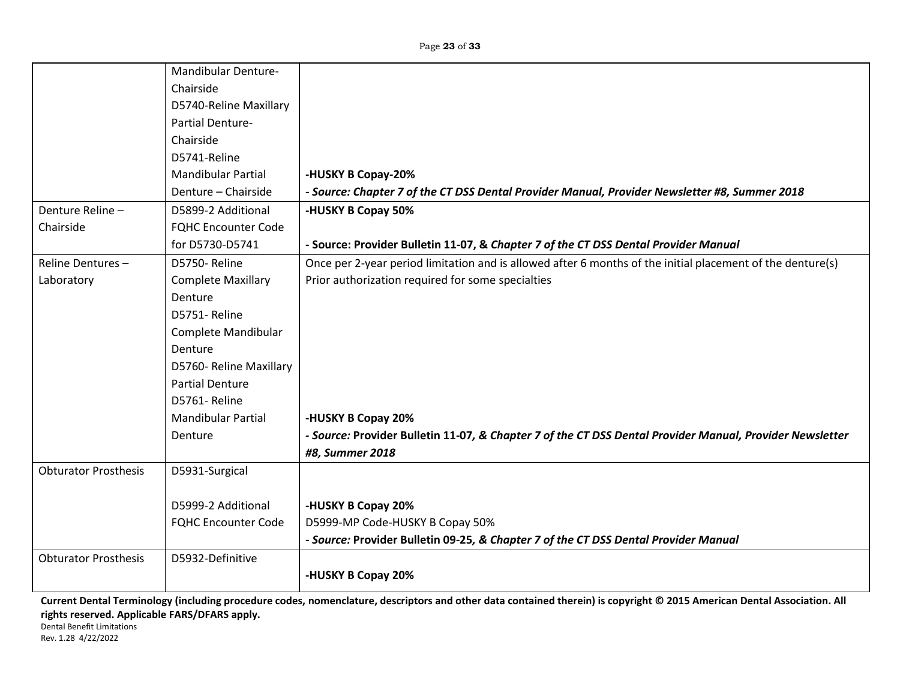| | | |
|---|---|---|
| | Mandibular Denture-Chairside D5740-Reline Maxillary Partial Denture-Chairside D5741-Reline Mandibular Partial Denture – Chairside | **-HUSKY B Copay-20%** ***- Source: Chapter 7 of the CT DSS Dental Provider Manual, Provider Newsletter #8, Summer 2018*** |
| Denture Reline – Chairside | D5899-2 Additional FQHC Encounter Code for D5730-D5741 | **-HUSKY B Copay 50%** **- Source: Provider Bulletin 11-07, & *Chapter 7 of the CT DSS Dental Provider Manual*** |
| Reline Dentures – Laboratory | D5750- Reline Complete Maxillary Denture D5751- Reline Complete Mandibular Denture D5760- Reline Maxillary Partial Denture D5761- Reline Mandibular Partial Denture | Once per 2-year period limitation and is allowed after 6 months of the initial placement of the denture(s) Prior authorization required for some specialties **-HUSKY B Copay 20%** ***- Source:* Provider Bulletin 11-07, *& Chapter 7 of the CT DSS Dental Provider Manual, Provider Newsletter #8, Summer 2018*** |
| Obturator Prosthesis | D5931-Surgical D5999-2 Additional FQHC Encounter Code | **-HUSKY B Copay 20%** D5999-MP Code-HUSKY B Copay 50% ***- Source:* Provider Bulletin 09-25*, & Chapter 7 of the CT DSS Dental Provider Manual*** |
| Obturator Prosthesis | D5932-Definitive | **-HUSKY B Copay 20%** |

**Current Dental Terminology (including procedure codes, nomenclature, descriptors and other data contained therein) is copyright © 2015 American Dental Association. All rights reserved. Applicable FARS/DFARS apply.**

Dental Benefit Limitations
Rev. 1.28 4/22/2022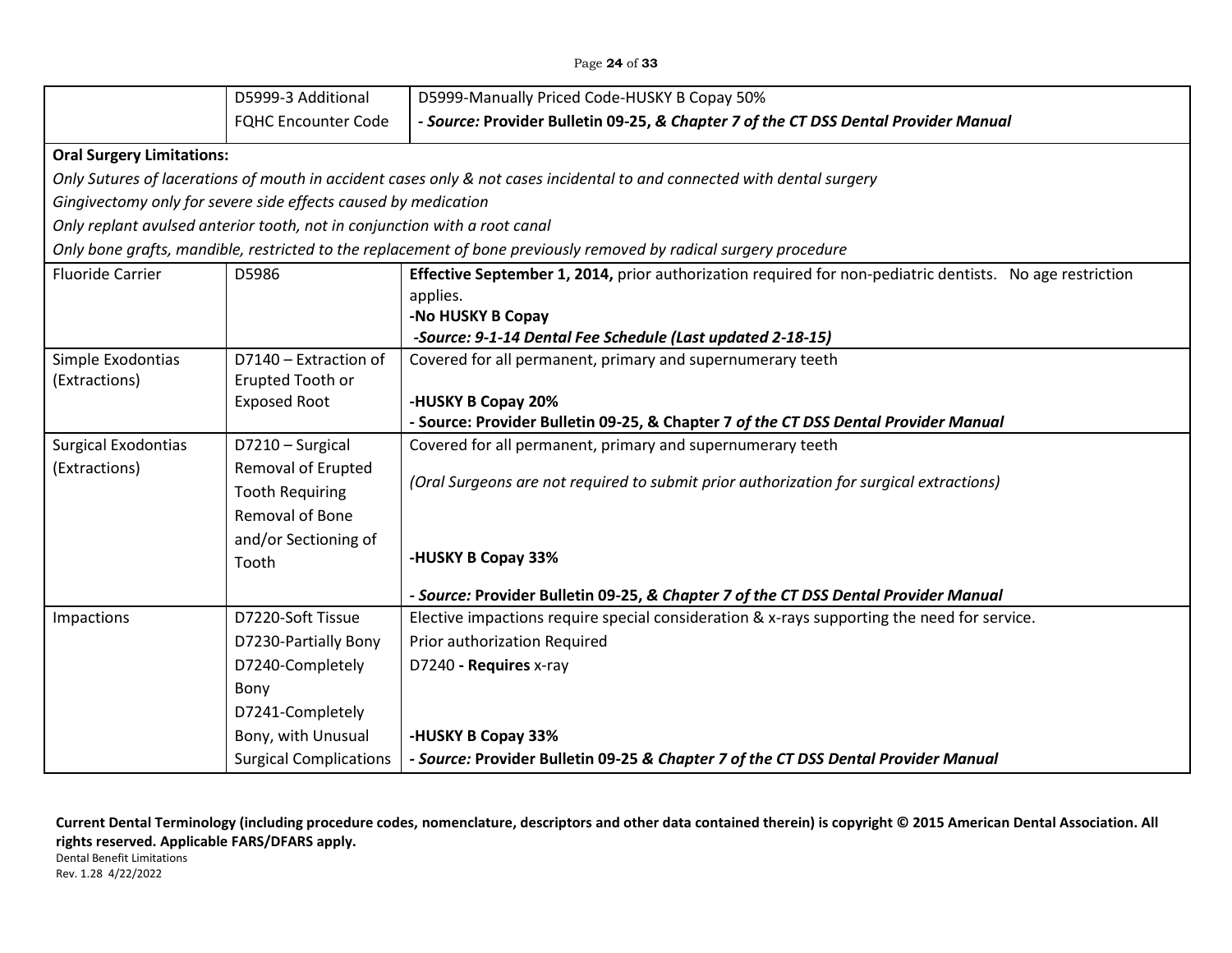| | | |
|---|---|---|
| | D5999-3 Additional FQHC Encounter Code | D5999-Manually Priced Code-HUSKY B Copay 50%<br>***- Source:* Provider Bulletin 09-25, *& Chapter 7 of the CT DSS Dental Provider Manual*** |
| **Oral Surgery Limitations:**<br>*Only Sutures of lacerations of mouth in accident cases only & not cases incidental to and connected with dental surgery*<br>*Gingivectomy only for severe side effects caused by medication*<br>*Only replant avulsed anterior tooth, not in conjunction with a root canal*<br>*Only bone grafts, mandible, restricted to the replacement of bone previously removed by radical surgery procedure* | | |
| Fluoride Carrier | D5986 | **Effective September 1, 2014,** prior authorization required for non-pediatric dentists. No age restriction applies.<br>**-No HUSKY B Copay**<br>***-Source: 9-1-14 Dental Fee Schedule (Last updated 2-18-15)*** |
| Simple Exodontias (Extractions) | D7140 – Extraction of Erupted Tooth or Exposed Root | Covered for all permanent, primary and supernumerary teeth<br><br>**-HUSKY B Copay 20%**<br>**- Source: Provider Bulletin 09-25, & Chapter 7 *of the CT DSS Dental Provider Manual*** |
| Surgical Exodontias (Extractions) | D7210 – Surgical Removal of Erupted Tooth Requiring Removal of Bone and/or Sectioning of Tooth | Covered for all permanent, primary and supernumerary teeth<br><br>*(Oral Surgeons are not required to submit prior authorization for surgical extractions)*<br><br>**-HUSKY B Copay 33%**<br><br>***- Source:* Provider Bulletin 09-25, *& Chapter 7 of the CT DSS Dental Provider Manual*** |
| Impactions | D7220-Soft Tissue<br>D7230-Partially Bony<br>D7240-Completely Bony<br>D7241-Completely Bony, with Unusual Surgical Complications | Elective impactions require special consideration & x-rays supporting the need for service.<br>Prior authorization Required<br>D7240 **- Requires** x-ray<br><br>**-HUSKY B Copay 33%**<br>***- Source:* Provider Bulletin 09-25 *& Chapter 7 of the CT DSS Dental Provider Manual*** |

**Current Dental Terminology (including procedure codes, nomenclature, descriptors and other data contained therein) is copyright © 2015 American Dental Association. All rights reserved. Applicable FARS/DFARS apply.**
Dental Benefit Limitations
Rev. 1.28 4/22/2022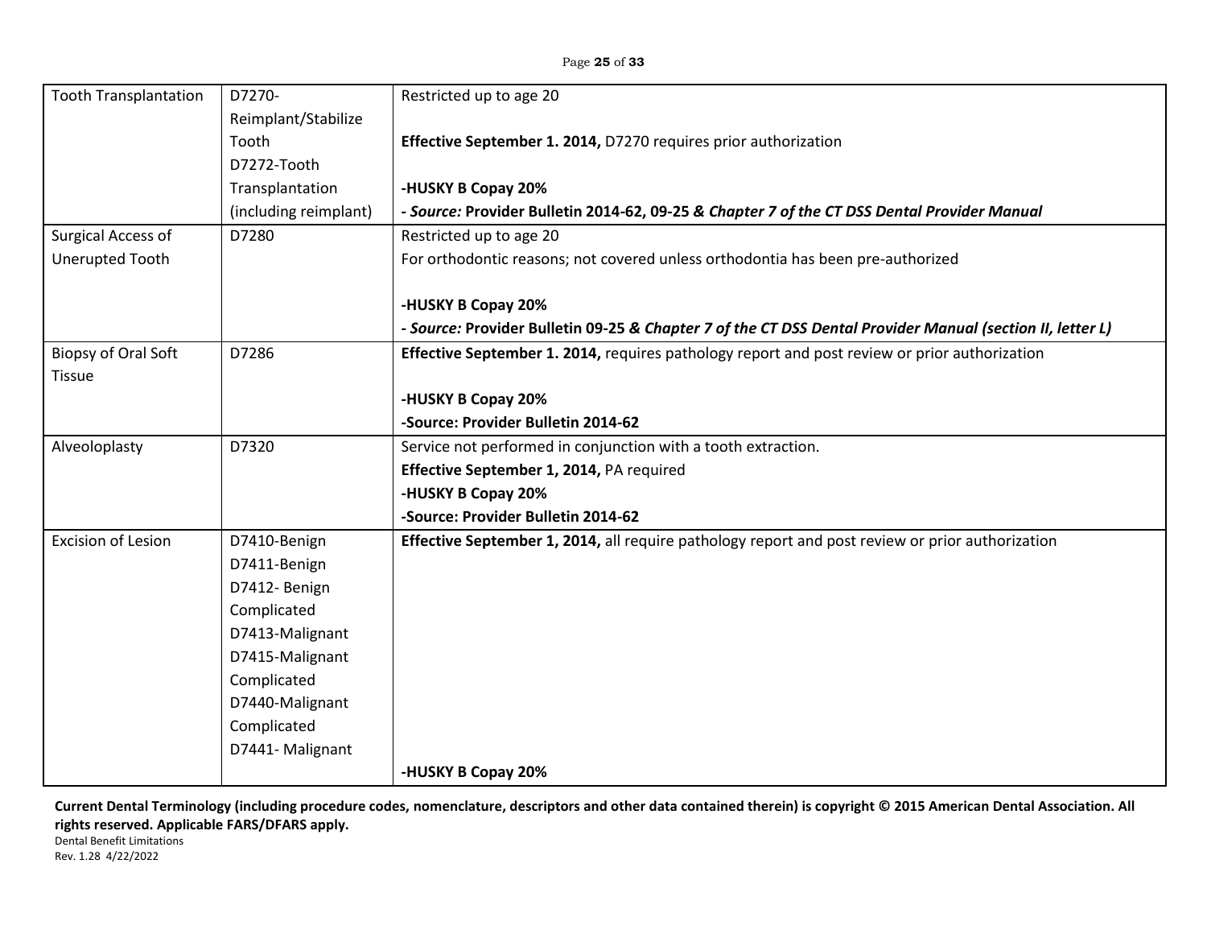| | | |
|---|---|---|
| Tooth Transplantation | D7270-Reimplant/Stabilize Tooth<br>D7272-Tooth Transplantation (including reimplant) | Restricted up to age 20<br><br>**Effective September 1. 2014,** D7270 requires prior authorization<br><br>**-HUSKY B Copay 20%**<br>**-** ***Source:*** **Provider Bulletin 2014-62, 09-25 &** ***Chapter 7 of the CT DSS Dental Provider Manual*** |
| Surgical Access of Unerupted Tooth | D7280 | Restricted up to age 20<br>For orthodontic reasons; not covered unless orthodontia has been pre-authorized<br><br>**-HUSKY B Copay 20%**<br>**-** ***Source:*** **Provider Bulletin 09-25 &** ***Chapter 7 of the CT DSS Dental Provider Manual (section II, letter L)*** |
| Biopsy of Oral Soft Tissue | D7286 | **Effective September 1. 2014,** requires pathology report and post review or prior authorization<br><br>**-HUSKY B Copay 20%**<br>**-Source: Provider Bulletin 2014-62** |
| Alveoloplasty | D7320 | Service not performed in conjunction with a tooth extraction.<br>**Effective September 1, 2014,** PA required<br>**-HUSKY B Copay 20%**<br>**-Source: Provider Bulletin 2014-62** |
| Excision of Lesion | D7410-Benign<br>D7411-Benign<br>D7412- Benign Complicated<br>D7413-Malignant<br>D7415-Malignant Complicated<br>D7440-Malignant Complicated<br>D7441- Malignant | **Effective September 1, 2014,** all require pathology report and post review or prior authorization<br><br>**-HUSKY B Copay 20%** |

**Current Dental Terminology (including procedure codes, nomenclature, descriptors and other data contained therein) is copyright © 2015 American Dental Association. All rights reserved. Applicable FARS/DFARS apply.**
Dental Benefit Limitations
Rev. 1.28 4/22/2022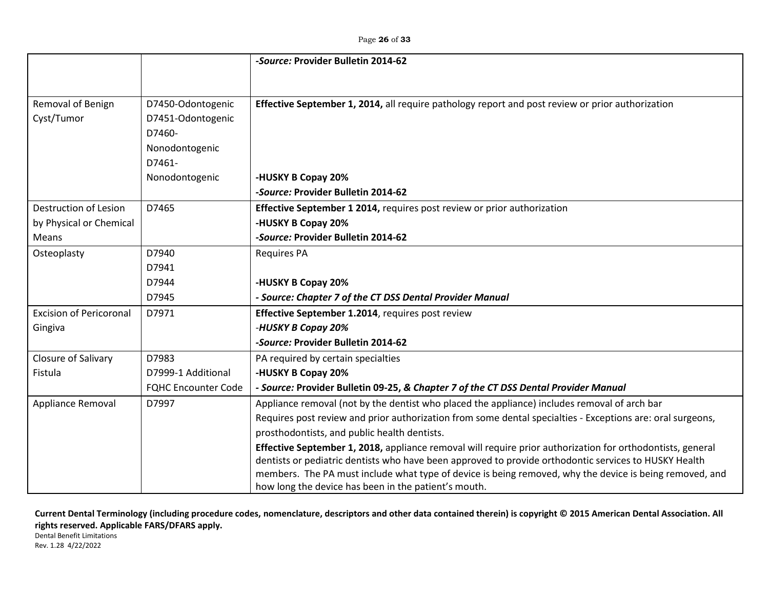| | | |
|---|---|---|
| | | **-*Source:* Provider Bulletin 2014-62** |
| Removal of Benign Cyst/Tumor | D7450-Odontogenic<br>D7451-Odontogenic<br>D7460-Nonodontogenic<br>D7461-Nonodontogenic | **Effective September 1, 2014,** all require pathology report and post review or prior authorization<br>**-HUSKY B Copay 20%**<br>**-*Source:* Provider Bulletin 2014-62** |
| Destruction of Lesion by Physical or Chemical Means | D7465 | **Effective September 1 2014,** requires post review or prior authorization<br>**-HUSKY B Copay 20%**<br>**-*Source:* Provider Bulletin 2014-62** |
| Osteoplasty | D7940<br>D7941<br>D7944<br>D7945 | Requires PA<br>**-HUSKY B Copay 20%**<br>***- Source: Chapter 7 of the CT DSS Dental Provider Manual*** |
| Excision of Pericoronal Gingiva | D7971 | **Effective September 1.2014**, requires post review<br>-***HUSKY B Copay 20%***<br>**-*Source:* Provider Bulletin 2014-62** |
| Closure of Salivary Fistula | D7983<br>D7999-1 Additional FQHC Encounter Code | PA required by certain specialties<br>**-HUSKY B Copay 20%**<br>**- *Source:* Provider Bulletin 09-25, *& Chapter 7 of the CT DSS Dental Provider Manual*** |
| Appliance Removal | D7997 | Appliance removal (not by the dentist who placed the appliance) includes removal of arch bar<br>Requires post review and prior authorization from some dental specialties - Exceptions are: oral surgeons, prosthodontists, and public health dentists.<br>**Effective September 1, 2018,** appliance removal will require prior authorization for orthodontists, general dentists or pediatric dentists who have been approved to provide orthodontic services to HUSKY Health members. The PA must include what type of device is being removed, why the device is being removed, and how long the device has been in the patient's mouth. |

**Current Dental Terminology (including procedure codes, nomenclature, descriptors and other data contained therein) is copyright © 2015 American Dental Association. All rights reserved. Applicable FARS/DFARS apply.**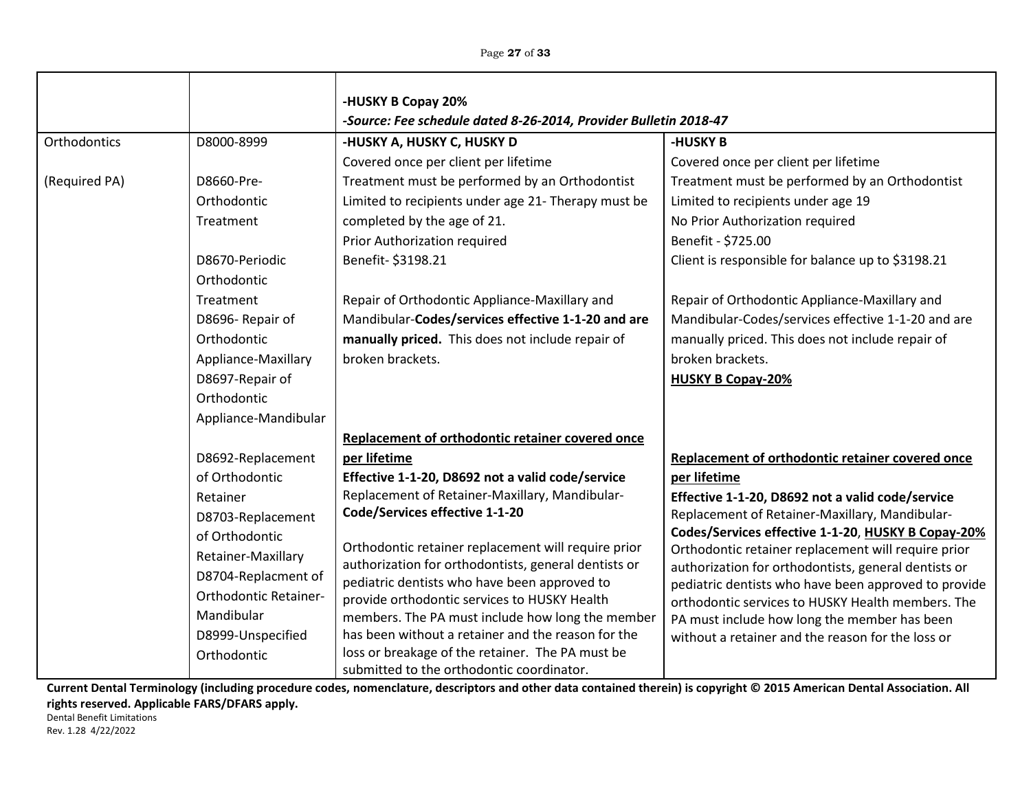| | | | |
|---|---|---|---|
| | | **-HUSKY B Copay 20%**<br>***-Source: Fee schedule dated 8-26-2014, Provider Bulletin 2018-47*** | |
| Orthodontics<br><br>(Required PA) | D8000-8999<br><br>D8660-Pre-Orthodontic Treatment<br><br>D8670-Periodic Orthodontic Treatment<br>D8696- Repair of Orthodontic Appliance-Maxillary<br>D8697-Repair of Orthodontic Appliance-Mandibular<br><br>D8692-Replacement of Orthodontic Retainer<br>D8703-Replacement of Orthodontic Retainer-Maxillary<br>D8704-Replacment of Orthodontic Retainer-Mandibular<br>D8999-Unspecified Orthodontic | **-HUSKY A, HUSKY C, HUSKY D**<br>Covered once per client per lifetime<br>Treatment must be performed by an Orthodontist<br>Limited to recipients under age 21- Therapy must be completed by the age of 21.<br>Prior Authorization required<br>Benefit- $3198.21<br><br>Repair of Orthodontic Appliance-Maxillary and Mandibular-**Codes/services effective 1-1-20 and are manually priced.** This does not include repair of broken brackets.<br><br>**Replacement of orthodontic retainer covered once per lifetime**<br>**Effective 1-1-20, D8692 not a valid code/service**<br>Replacement of Retainer-Maxillary, Mandibular-**Code/Services effective 1-1-20**<br><br>Orthodontic retainer replacement will require prior authorization for orthodontists, general dentists or pediatric dentists who have been approved to provide orthodontic services to HUSKY Health members. The PA must include how long the member has been without a retainer and the reason for the loss or breakage of the retainer. The PA must be submitted to the orthodontic coordinator. | **-HUSKY B**<br>Covered once per client per lifetime<br>Treatment must be performed by an Orthodontist<br>Limited to recipients under age 19<br>No Prior Authorization required<br>Benefit - $725.00<br>Client is responsible for balance up to $3198.21<br><br>Repair of Orthodontic Appliance-Maxillary and Mandibular-Codes/services effective 1-1-20 and are manually priced. This does not include repair of broken brackets.<br>**HUSKY B Copay-20%**<br><br>**Replacement of orthodontic retainer covered once per lifetime**<br>**Effective 1-1-20, D8692 not a valid code/service**<br>Replacement of Retainer-Maxillary, Mandibular-**Codes/Services effective 1-1-20**, **HUSKY B Copay-20%**<br>Orthodontic retainer replacement will require prior authorization for orthodontists, general dentists or pediatric dentists who have been approved to provide orthodontic services to HUSKY Health members. The PA must include how long the member has been without a retainer and the reason for the loss or |

**Current Dental Terminology (including procedure codes, nomenclature, descriptors and other data contained therein) is copyright © 2015 American Dental Association. All rights reserved. Applicable FARS/DFARS apply.**

Dental Benefit Limitations
Rev. 1.28 4/22/2022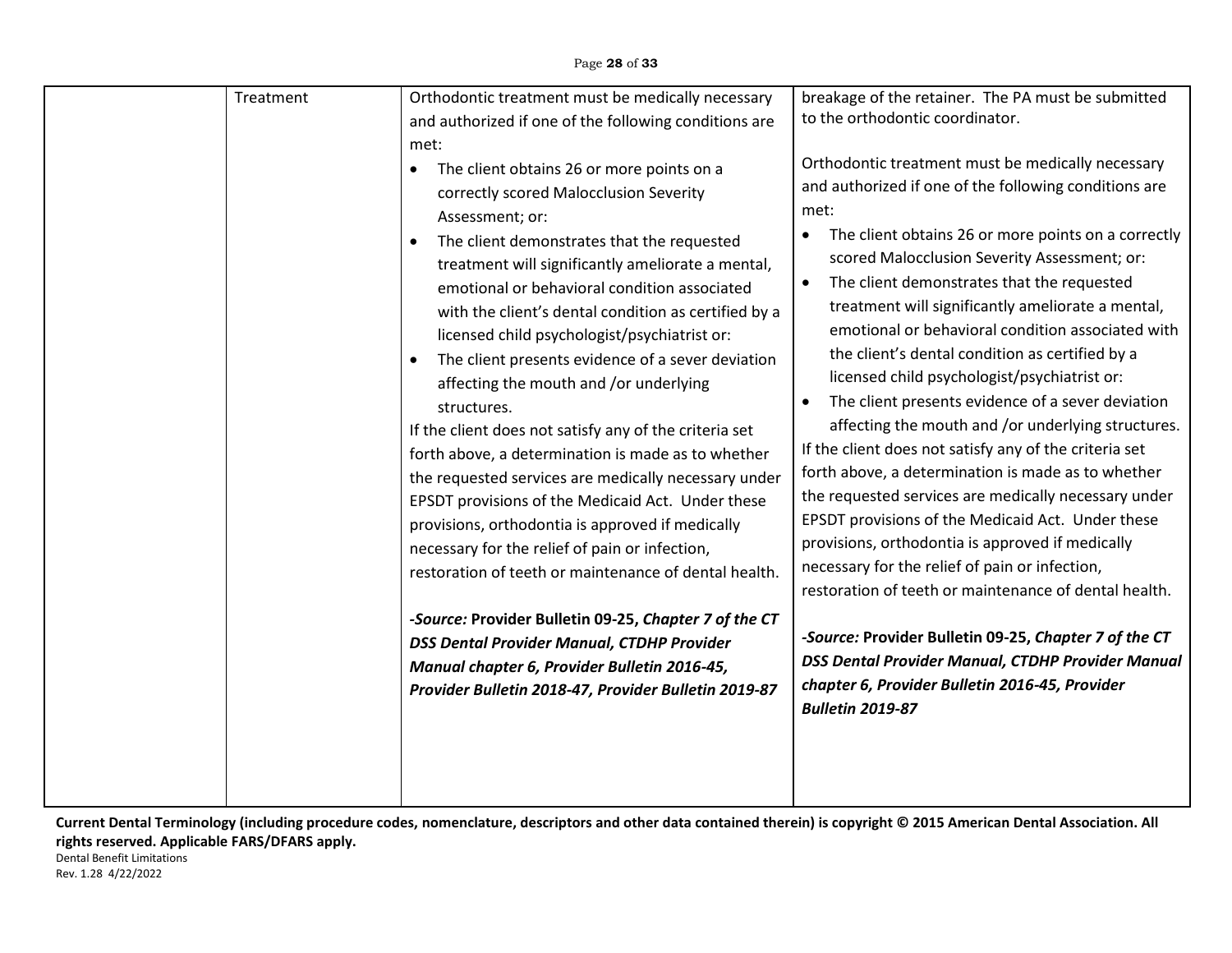| | | | |
|---|---|---|---|
| | Treatment | Orthodontic treatment must be medically necessary and authorized if one of the following conditions are met:<br>• The client obtains 26 or more points on a correctly scored Malocclusion Severity Assessment; or:<br>• The client demonstrates that the requested treatment will significantly ameliorate a mental, emotional or behavioral condition associated with the client's dental condition as certified by a licensed child psychologist/psychiatrist or:<br>• The client presents evidence of a sever deviation affecting the mouth and /or underlying structures.<br>If the client does not satisfy any of the criteria set forth above, a determination is made as to whether the requested services are medically necessary under EPSDT provisions of the Medicaid Act. Under these provisions, orthodontia is approved if medically necessary for the relief of pain or infection, restoration of teeth or maintenance of dental health.<br><br>***-Source:* Provider Bulletin 09-25, *Chapter 7 of the CT DSS Dental Provider Manual, CTDHP Provider Manual chapter 6, Provider Bulletin 2016-45, Provider Bulletin 2018-47, Provider Bulletin 2019-87*** | breakage of the retainer. The PA must be submitted to the orthodontic coordinator.<br><br>Orthodontic treatment must be medically necessary and authorized if one of the following conditions are met:<br>• The client obtains 26 or more points on a correctly scored Malocclusion Severity Assessment; or:<br>• The client demonstrates that the requested treatment will significantly ameliorate a mental, emotional or behavioral condition associated with the client's dental condition as certified by a licensed child psychologist/psychiatrist or:<br>• The client presents evidence of a sever deviation affecting the mouth and /or underlying structures.<br>If the client does not satisfy any of the criteria set forth above, a determination is made as to whether the requested services are medically necessary under EPSDT provisions of the Medicaid Act. Under these provisions, orthodontia is approved if medically necessary for the relief of pain or infection, restoration of teeth or maintenance of dental health.<br><br>***-Source:* Provider Bulletin 09-25, *Chapter 7 of the CT DSS Dental Provider Manual, CTDHP Provider Manual chapter 6, Provider Bulletin 2016-45, Provider Bulletin 2019-87*** |

**Current Dental Terminology (including procedure codes, nomenclature, descriptors and other data contained therein) is copyright © 2015 American Dental Association. All rights reserved. Applicable FARS/DFARS apply.**

Dental Benefit Limitations
Rev. 1.28 4/22/2022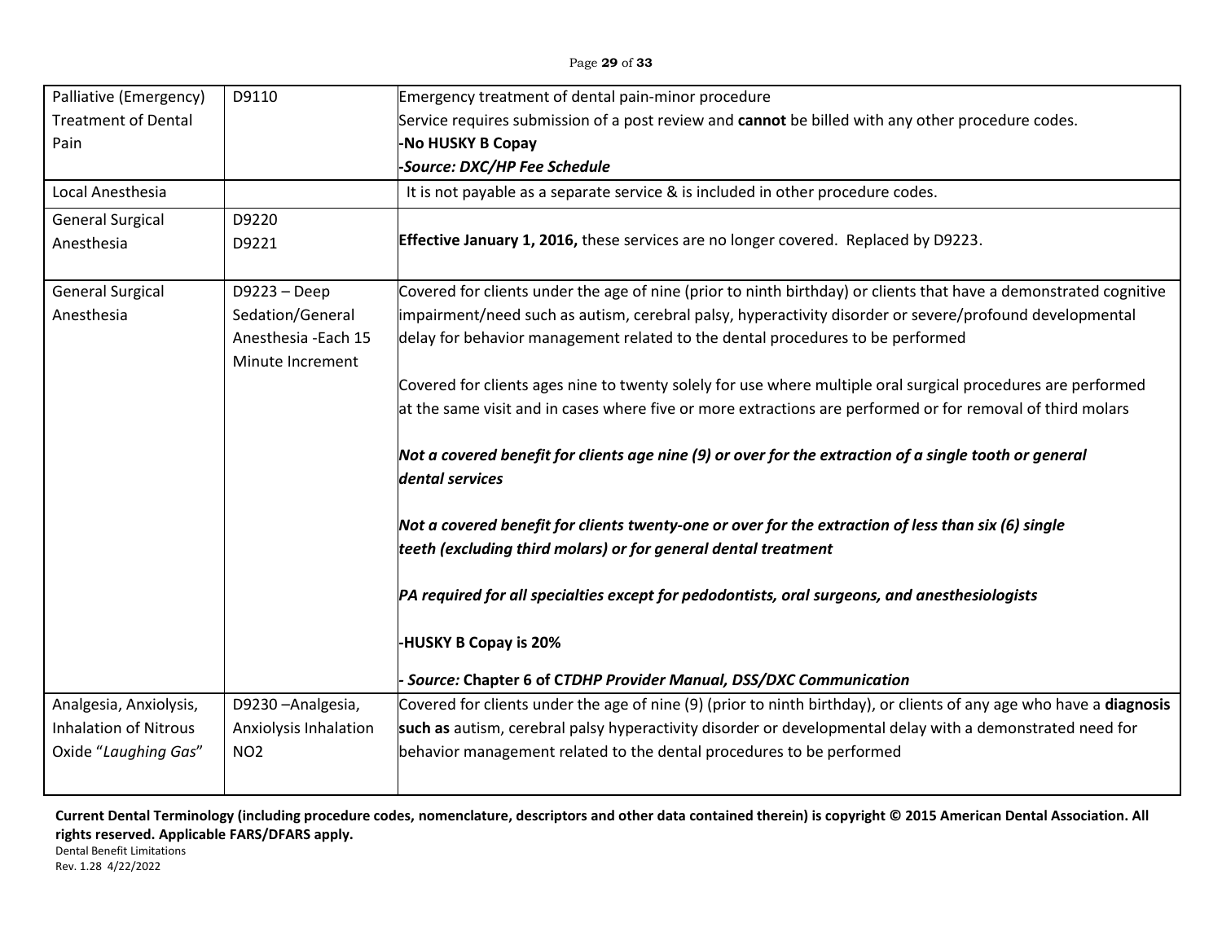| Palliative (Emergency) Treatment of Dental Pain | D9110 | Emergency treatment of dental pain-minor procedure<br>Service requires submission of a post review and **cannot** be billed with any other procedure codes.<br>**-No HUSKY B Copay**<br>*-**Source: DXC/HP Fee Schedule*** |
|---|---|---|
| Local Anesthesia | | It is not payable as a separate service & is included in other procedure codes. |
| General Surgical Anesthesia | D9220<br>D9221 | **Effective January 1, 2016,** these services are no longer covered. Replaced by D9223. |
| General Surgical Anesthesia | D9223 – Deep Sedation/General Anesthesia -Each 15 Minute Increment | Covered for clients under the age of nine (prior to ninth birthday) or clients that have a demonstrated cognitive impairment/need such as autism, cerebral palsy, hyperactivity disorder or severe/profound developmental delay for behavior management related to the dental procedures to be performed<br><br>Covered for clients ages nine to twenty solely for use where multiple oral surgical procedures are performed at the same visit and in cases where five or more extractions are performed or for removal of third molars<br><br>***Not a covered benefit for clients age nine (9) or over for the extraction of a single tooth or general dental services***<br><br>***Not a covered benefit for clients twenty-one or over for the extraction of less than six (6) single teeth (excluding third molars) or for general dental treatment***<br><br>***PA required for all specialties except for pedodontists, oral surgeons, and anesthesiologists***<br><br>**-HUSKY B Copay is 20%**<br><br>**-** ***Source:*** **Chapter 6 of C*TDHP Provider Manual, DSS/DXC Communication*** |
| Analgesia, Anxiolysis, Inhalation of Nitrous Oxide "*Laughing Gas*" | D9230 –Analgesia, Anxiolysis Inhalation NO2 | Covered for clients under the age of nine (9) (prior to ninth birthday), or clients of any age who have a **diagnosis such as** autism, cerebral palsy hyperactivity disorder or developmental delay with a demonstrated need for behavior management related to the dental procedures to be performed |

**Current Dental Terminology (including procedure codes, nomenclature, descriptors and other data contained therein) is copyright © 2015 American Dental Association. All rights reserved. Applicable FARS/DFARS apply.**

Dental Benefit Limitations
Rev. 1.28 4/22/2022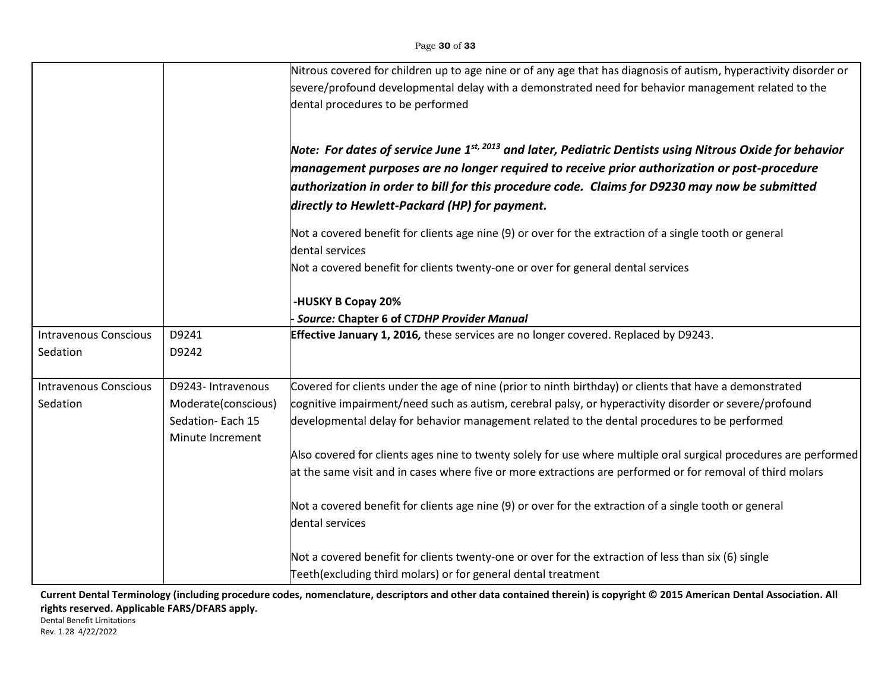| | | |
|---|---|---|
| | | Nitrous covered for children up to age nine or of any age that has diagnosis of autism, hyperactivity disorder or severe/profound developmental delay with a demonstrated need for behavior management related to the dental procedures to be performed<br><br>***Note: For dates of service June 1st, 2013 and later, Pediatric Dentists using Nitrous Oxide for behavior management purposes are no longer required to receive prior authorization or post-procedure authorization in order to bill for this procedure code. Claims for D9230 may now be submitted directly to Hewlett-Packard (HP) for payment.***<br><br>Not a covered benefit for clients age nine (9) or over for the extraction of a single tooth or general dental services<br>Not a covered benefit for clients twenty-one or over for general dental services<br><br>**-HUSKY B Copay 20%**<br>- ***Source:*** **Chapter 6 of C*TDHP Provider Manual*** |
| Intravenous Conscious Sedation | D9241<br>D9242 | **Effective January 1, 2016*,*** these services are no longer covered. Replaced by D9243. |
| Intravenous Conscious Sedation | D9243- Intravenous Moderate(conscious) Sedation- Each 15 Minute Increment | Covered for clients under the age of nine (prior to ninth birthday) or clients that have a demonstrated cognitive impairment/need such as autism, cerebral palsy, or hyperactivity disorder or severe/profound developmental delay for behavior management related to the dental procedures to be performed<br><br>Also covered for clients ages nine to twenty solely for use where multiple oral surgical procedures are performed at the same visit and in cases where five or more extractions are performed or for removal of third molars<br><br>Not a covered benefit for clients age nine (9) or over for the extraction of a single tooth or general dental services<br><br>Not a covered benefit for clients twenty-one or over for the extraction of less than six (6) single Teeth(excluding third molars) or for general dental treatment |

**Current Dental Terminology (including procedure codes, nomenclature, descriptors and other data contained therein) is copyright © 2015 American Dental Association. All rights reserved. Applicable FARS/DFARS apply.**
Dental Benefit Limitations
Rev. 1.28 4/22/2022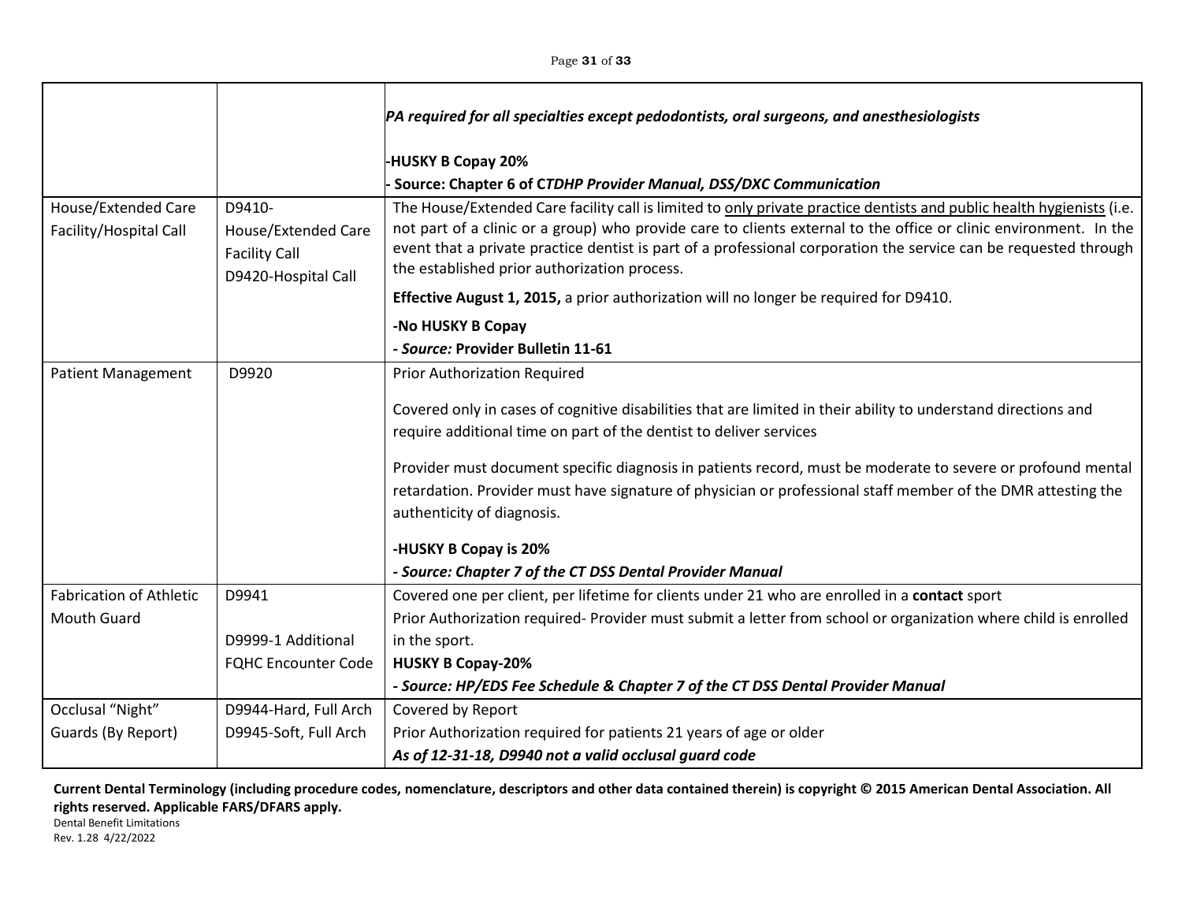| | | |
|---|---|---|
| | | ***PA required for all specialties except pedodontists, oral surgeons, and anesthesiologists***<br><br>**-HUSKY B Copay 20%**<br>**- Source: Chapter 6 of C*TDHP Provider Manual, DSS/DXC Communication*** |
| House/Extended Care Facility/Hospital Call | D9410- House/Extended Care Facility Call<br>D9420-Hospital Call | The House/Extended Care facility call is limited to only private practice dentists and public health hygienists (i.e. not part of a clinic or a group) who provide care to clients external to the office or clinic environment. In the event that a private practice dentist is part of a professional corporation the service can be requested through the established prior authorization process.<br><br>**Effective August 1, 2015,** a prior authorization will no longer be required for D9410.<br><br>**-No HUSKY B Copay**<br>***- Source:* Provider Bulletin 11-61** |
| Patient Management | D9920 | Prior Authorization Required<br><br>Covered only in cases of cognitive disabilities that are limited in their ability to understand directions and require additional time on part of the dentist to deliver services<br><br>Provider must document specific diagnosis in patients record, must be moderate to severe or profound mental retardation. Provider must have signature of physician or professional staff member of the DMR attesting the authenticity of diagnosis.<br><br>**-HUSKY B Copay is 20%**<br>***- Source: Chapter 7 of the CT DSS Dental Provider Manual*** |
| Fabrication of Athletic Mouth Guard | D9941<br><br>D9999-1 Additional FQHC Encounter Code | Covered one per client, per lifetime for clients under 21 who are enrolled in a **contact** sport<br>Prior Authorization required- Provider must submit a letter from school or organization where child is enrolled in the sport.<br>**HUSKY B Copay-20%**<br>***- Source: HP/EDS Fee Schedule & Chapter 7 of the CT DSS Dental Provider Manual*** |
| Occlusal "Night" Guards (By Report) | D9944-Hard, Full Arch<br>D9945-Soft, Full Arch | Covered by Report<br>Prior Authorization required for patients 21 years of age or older<br>***As of 12-31-18, D9940 not a valid occlusal guard code*** |

**Current Dental Terminology (including procedure codes, nomenclature, descriptors and other data contained therein) is copyright © 2015 American Dental Association. All rights reserved. Applicable FARS/DFARS apply.**
Dental Benefit Limitations
Rev. 1.28 4/22/2022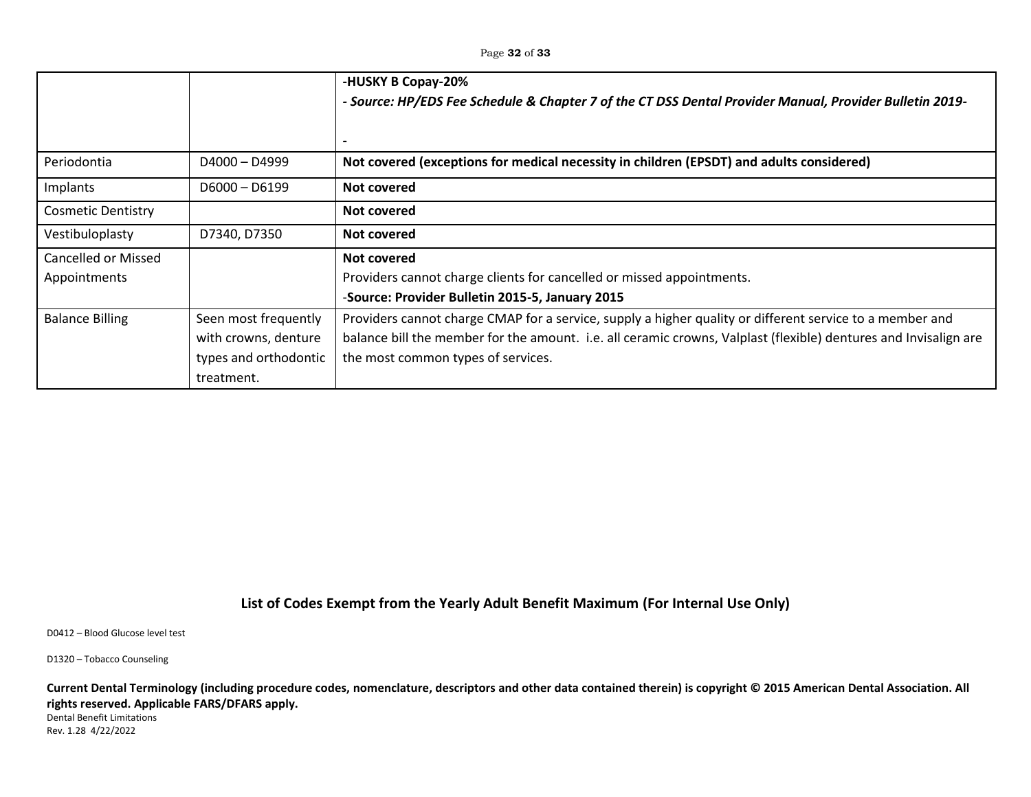| | | |
|---|---|---|
| | | **-HUSKY B Copay-20%**<br>***- Source: HP/EDS Fee Schedule & Chapter 7 of the CT DSS Dental Provider Manual, Provider Bulletin 2019-***<br><br>**-** |
| Periodontia | D4000 – D4999 | **Not covered (exceptions for medical necessity in children (EPSDT) and adults considered)** |
| Implants | D6000 – D6199 | **Not covered** |
| Cosmetic Dentistry | | **Not covered** |
| Vestibuloplasty | D7340, D7350 | **Not covered** |
| Cancelled or Missed Appointments | | **Not covered**<br>Providers cannot charge clients for cancelled or missed appointments.<br>-**Source: Provider Bulletin 2015-5, January 2015** |
| Balance Billing | Seen most frequently with crowns, denture types and orthodontic treatment. | Providers cannot charge CMAP for a service, supply a higher quality or different service to a member and balance bill the member for the amount. i.e. all ceramic crowns, Valplast (flexible) dentures and Invisalign are the most common types of services. |

## List of Codes Exempt from the Yearly Adult Benefit Maximum (For Internal Use Only)

D0412 – Blood Glucose level test

D1320 – Tobacco Counseling

**Current Dental Terminology (including procedure codes, nomenclature, descriptors and other data contained therein) is copyright © 2015 American Dental Association. All rights reserved. Applicable FARS/DFARS apply.**

Dental Benefit Limitations
Rev. 1.28 4/22/2022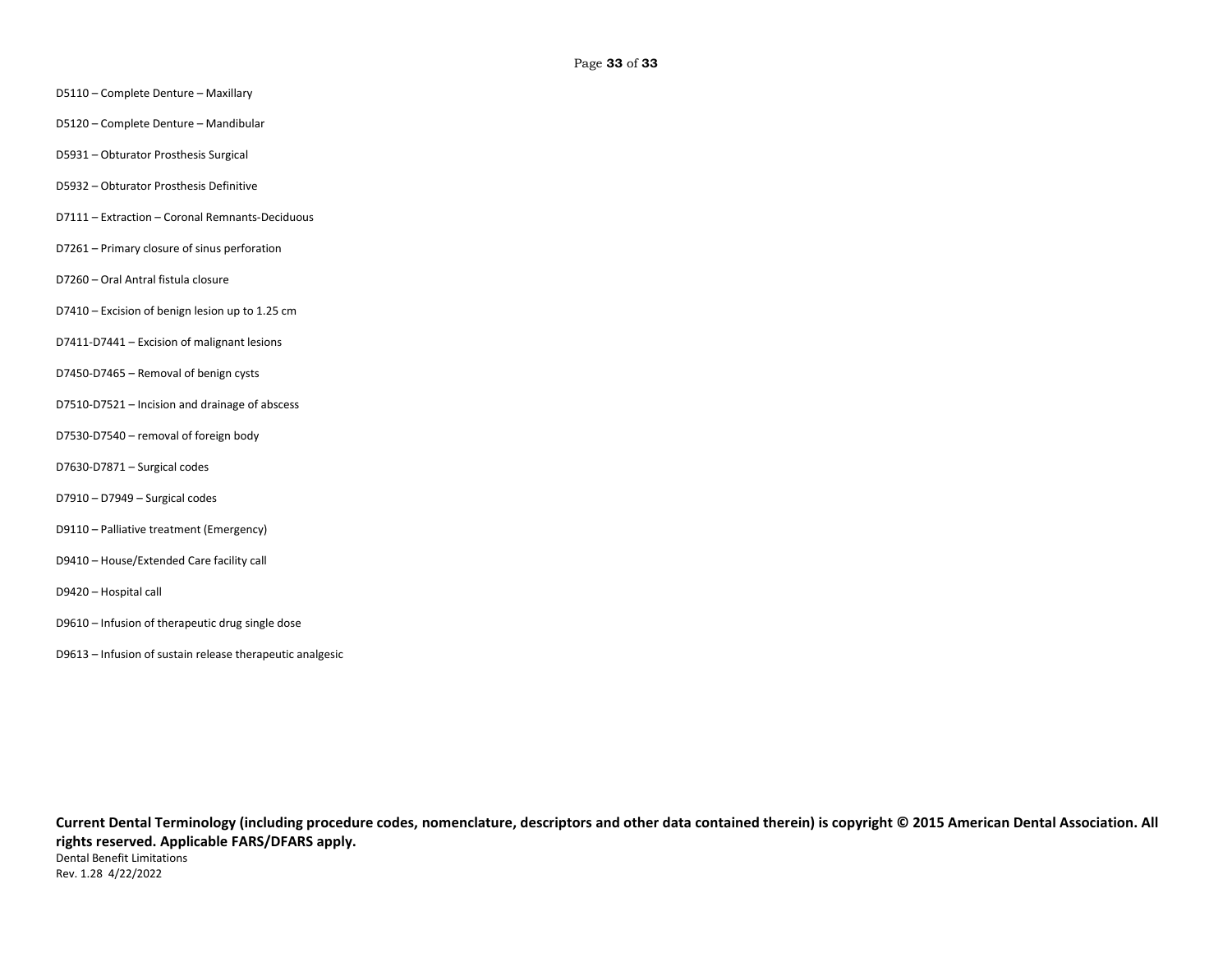D5110 – Complete Denture – Maxillary

D5120 – Complete Denture – Mandibular

D5931 – Obturator Prosthesis Surgical

D5932 – Obturator Prosthesis Definitive

D7111 – Extraction – Coronal Remnants-Deciduous

D7261 – Primary closure of sinus perforation

D7260 – Oral Antral fistula closure

D7410 – Excision of benign lesion up to 1.25 cm

D7411-D7441 – Excision of malignant lesions

D7450-D7465 – Removal of benign cysts

D7510-D7521 – Incision and drainage of abscess

D7530-D7540 – removal of foreign body

D7630-D7871 – Surgical codes

D7910 – D7949 – Surgical codes

D9110 – Palliative treatment (Emergency)

D9410 – House/Extended Care facility call

D9420 – Hospital call

D9610 – Infusion of therapeutic drug single dose

D9613 – Infusion of sustain release therapeutic analgesic

**Current Dental Terminology (including procedure codes, nomenclature, descriptors and other data contained therein) is copyright © 2015 American Dental Association. All rights reserved. Applicable FARS/DFARS apply.**